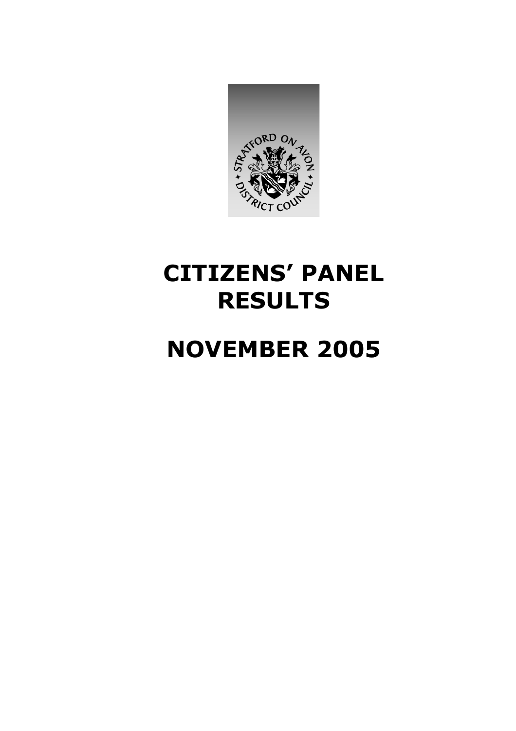# CITIZENS' PANEL RESULTS

# NOVEMBER 2005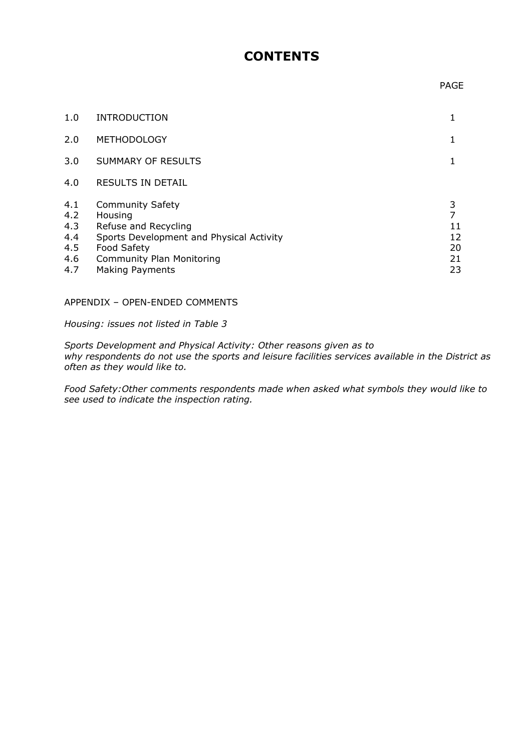# CONTENTS

| | | PAGE |
|---|---|---|
| 1.0 | INTRODUCTION | 1 |
| 2.0 | METHODOLOGY | 1 |
| 3.0 | SUMMARY OF RESULTS | 1 |
| 4.0 | RESULTS IN DETAIL | |
| 4.1 | Community Safety | 3 |
| 4.2 | Housing | 7 |
| 4.3 | Refuse and Recycling | 11 |
| 4.4 | Sports Development and Physical Activity | 12 |
| 4.5 | Food Safety | 20 |
| 4.6 | Community Plan Monitoring | 21 |
| 4.7 | Making Payments | 23 |

APPENDIX – OPEN-ENDED COMMENTS

*Housing: issues not listed in Table 3*

*Sports Development and Physical Activity: Other reasons given as to why respondents do not use the sports and leisure facilities services available in the District as often as they would like to.*

*Food Safety:Other comments respondents made when asked what symbols they would like to see used to indicate the inspection rating.*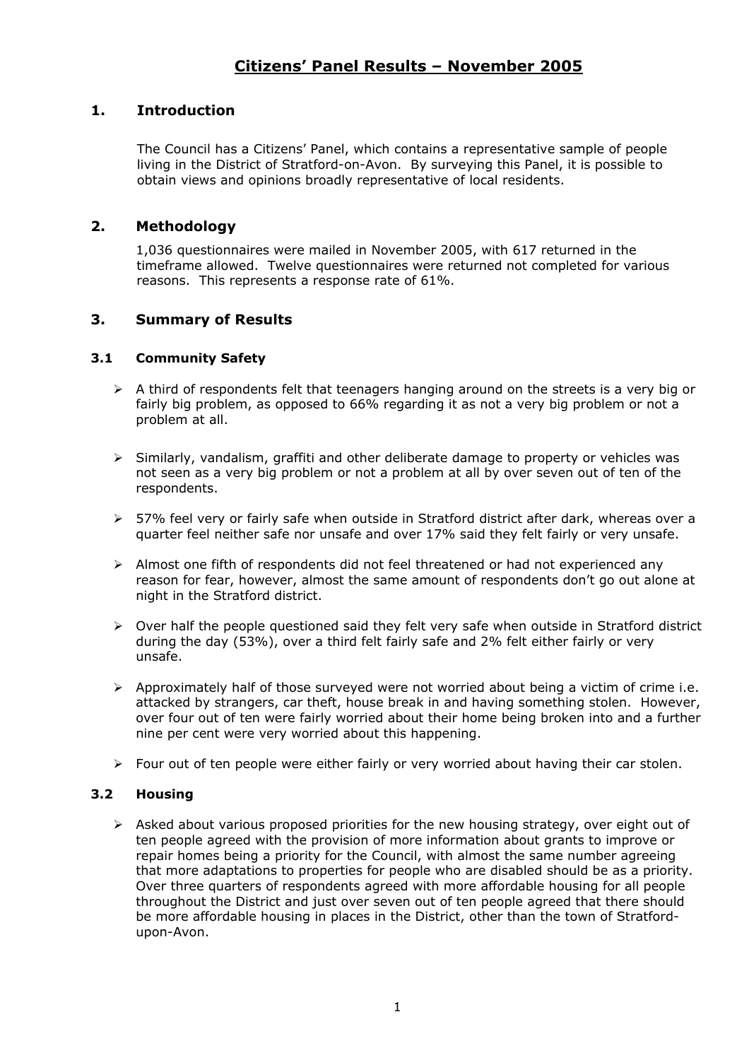# Citizens' Panel Results – November 2005

## 1. Introduction

The Council has a Citizens' Panel, which contains a representative sample of people living in the District of Stratford-on-Avon. By surveying this Panel, it is possible to obtain views and opinions broadly representative of local residents.

## 2. Methodology

1,036 questionnaires were mailed in November 2005, with 617 returned in the timeframe allowed. Twelve questionnaires were returned not completed for various reasons. This represents a response rate of 61%.

## 3. Summary of Results

### 3.1 Community Safety

- A third of respondents felt that teenagers hanging around on the streets is a very big or fairly big problem, as opposed to 66% regarding it as not a very big problem or not a problem at all.
- Similarly, vandalism, graffiti and other deliberate damage to property or vehicles was not seen as a very big problem or not a problem at all by over seven out of ten of the respondents.
- 57% feel very or fairly safe when outside in Stratford district after dark, whereas over a quarter feel neither safe nor unsafe and over 17% said they felt fairly or very unsafe.
- Almost one fifth of respondents did not feel threatened or had not experienced any reason for fear, however, almost the same amount of respondents don't go out alone at night in the Stratford district.
- Over half the people questioned said they felt very safe when outside in Stratford district during the day (53%), over a third felt fairly safe and 2% felt either fairly or very unsafe.
- Approximately half of those surveyed were not worried about being a victim of crime i.e. attacked by strangers, car theft, house break in and having something stolen. However, over four out of ten were fairly worried about their home being broken into and a further nine per cent were very worried about this happening.
- Four out of ten people were either fairly or very worried about having their car stolen.

### 3.2 Housing

- Asked about various proposed priorities for the new housing strategy, over eight out of ten people agreed with the provision of more information about grants to improve or repair homes being a priority for the Council, with almost the same number agreeing that more adaptations to properties for people who are disabled should be as a priority. Over three quarters of respondents agreed with more affordable housing for all people throughout the District and just over seven out of ten people agreed that there should be more affordable housing in places in the District, other than the town of Stratford-upon-Avon.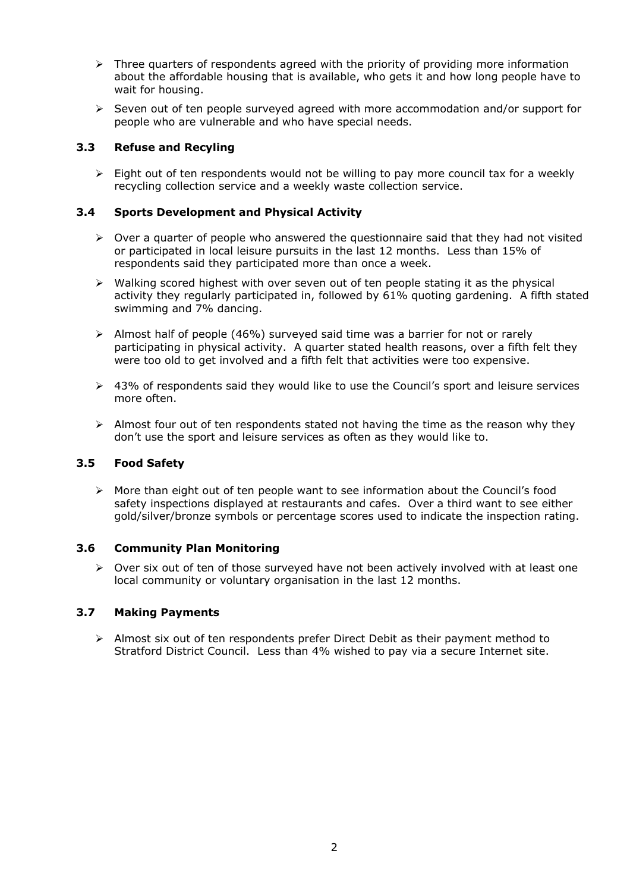- Three quarters of respondents agreed with the priority of providing more information about the affordable housing that is available, who gets it and how long people have to wait for housing.
- Seven out of ten people surveyed agreed with more accommodation and/or support for people who are vulnerable and who have special needs.

### 3.3 Refuse and Recyling

- Eight out of ten respondents would not be willing to pay more council tax for a weekly recycling collection service and a weekly waste collection service.

### 3.4 Sports Development and Physical Activity

- Over a quarter of people who answered the questionnaire said that they had not visited or participated in local leisure pursuits in the last 12 months. Less than 15% of respondents said they participated more than once a week.
- Walking scored highest with over seven out of ten people stating it as the physical activity they regularly participated in, followed by 61% quoting gardening. A fifth stated swimming and 7% dancing.
- Almost half of people (46%) surveyed said time was a barrier for not or rarely participating in physical activity. A quarter stated health reasons, over a fifth felt they were too old to get involved and a fifth felt that activities were too expensive.
- 43% of respondents said they would like to use the Council's sport and leisure services more often.
- Almost four out of ten respondents stated not having the time as the reason why they don't use the sport and leisure services as often as they would like to.

### 3.5 Food Safety

- More than eight out of ten people want to see information about the Council's food safety inspections displayed at restaurants and cafes. Over a third want to see either gold/silver/bronze symbols or percentage scores used to indicate the inspection rating.

### 3.6 Community Plan Monitoring

- Over six out of ten of those surveyed have not been actively involved with at least one local community or voluntary organisation in the last 12 months.

### 3.7 Making Payments

- Almost six out of ten respondents prefer Direct Debit as their payment method to Stratford District Council. Less than 4% wished to pay via a secure Internet site.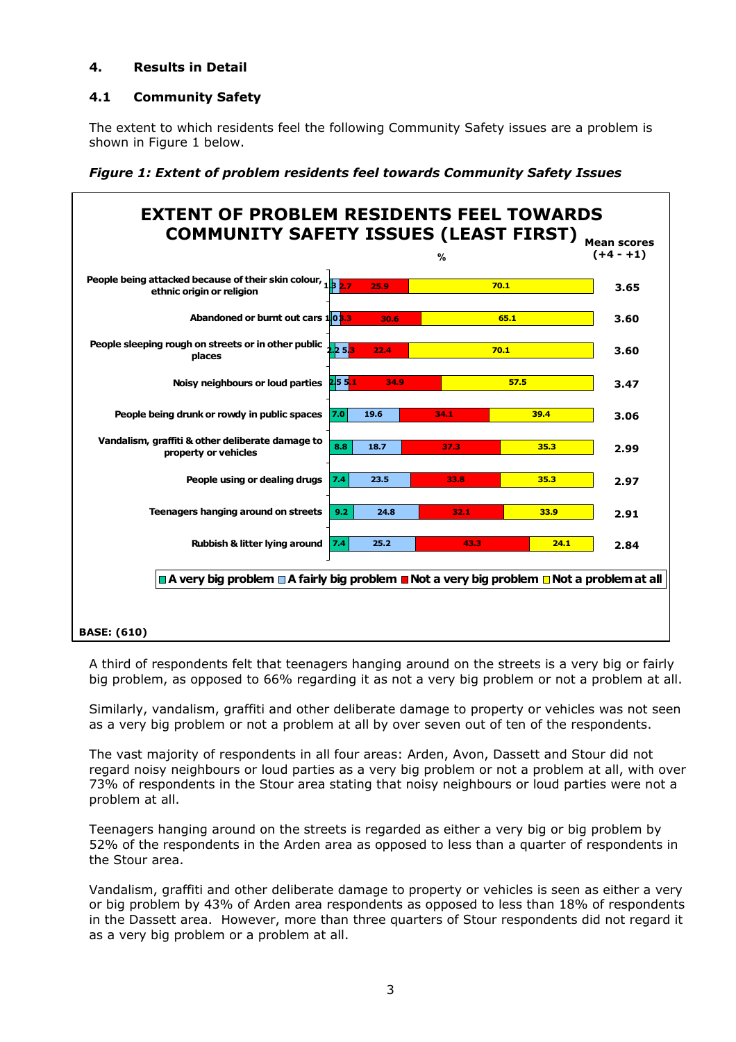## 4. Results in Detail

### 4.1 Community Safety

The extent to which residents feel the following Community Safety issues are a problem is shown in Figure 1 below.

***Figure 1: Extent of problem residents feel towards Community Safety Issues***

**EXTENT OF PROBLEM RESIDENTS FEEL TOWARDS COMMUNITY SAFETY ISSUES (LEAST FIRST)**

| Issue | A very big problem (%) | A fairly big problem (%) | Not a very big problem (%) | Not a problem at all (%) | Mean scores (+4 - +1) |
|---|---|---|---|---|---|
| People being attacked because of their skin colour, ethnic origin or religion | 1.3 | 2.7 | 25.9 | 70.1 | 3.65 |
| Abandoned or burnt out cars | 1.0 | 3.3 | 30.6 | 65.1 | 3.60 |
| People sleeping rough on streets or in other public places | 2.2 | 5.3 | 22.4 | 70.1 | 3.60 |
| Noisy neighbours or loud parties | 2.5 | 5.1 | 34.9 | 57.5 | 3.47 |
| People being drunk or rowdy in public spaces | 7.0 | 19.6 | 34.1 | 39.4 | 3.06 |
| Vandalism, graffiti & other deliberate damage to property or vehicles | 8.8 | 18.7 | 37.3 | 35.3 | 2.99 |
| People using or dealing drugs | 7.4 | 23.5 | 33.8 | 35.3 | 2.97 |
| Teenagers hanging around on streets | 9.2 | 24.8 | 32.1 | 33.9 | 2.91 |
| Rubbish & litter lying around | 7.4 | 25.2 | 43.3 | 24.1 | 2.84 |

**BASE: (610)**

A third of respondents felt that teenagers hanging around on the streets is a very big or fairly big problem, as opposed to 66% regarding it as not a very big problem or not a problem at all.

Similarly, vandalism, graffiti and other deliberate damage to property or vehicles was not seen as a very big problem or not a problem at all by over seven out of ten of the respondents.

The vast majority of respondents in all four areas: Arden, Avon, Dassett and Stour did not regard noisy neighbours or loud parties as a very big problem or not a problem at all, with over 73% of respondents in the Stour area stating that noisy neighbours or loud parties were not a problem at all.

Teenagers hanging around on the streets is regarded as either a very big or big problem by 52% of the respondents in the Arden area as opposed to less than a quarter of respondents in the Stour area.

Vandalism, graffiti and other deliberate damage to property or vehicles is seen as either a very or big problem by 43% of Arden area respondents as opposed to less than 18% of respondents in the Dassett area. However, more than three quarters of Stour respondents did not regard it as a very big problem or a problem at all.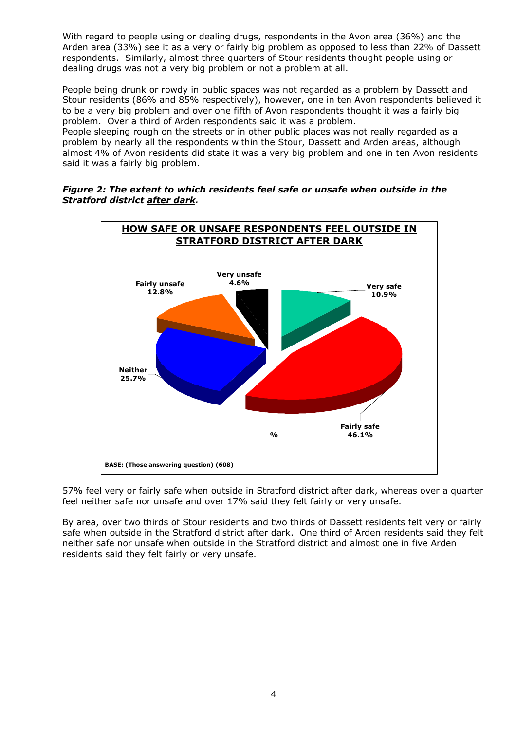With regard to people using or dealing drugs, respondents in the Avon area (36%) and the Arden area (33%) see it as a very or fairly big problem as opposed to less than 22% of Dassett respondents. Similarly, almost three quarters of Stour residents thought people using or dealing drugs was not a very big problem or not a problem at all.

People being drunk or rowdy in public spaces was not regarded as a problem by Dassett and Stour residents (86% and 85% respectively), however, one in ten Avon respondents believed it to be a very big problem and over one fifth of Avon respondents thought it was a fairly big problem. Over a third of Arden respondents said it was a problem.
People sleeping rough on the streets or in other public places was not really regarded as a problem by nearly all the respondents within the Stour, Dassett and Arden areas, although almost 4% of Avon residents did state it was a very big problem and one in ten Avon residents said it was a fairly big problem.

***Figure 2: The extent to which residents feel safe or unsafe when outside in the Stratford district <u>after dark</u>.***

**HOW SAFE OR UNSAFE RESPONDENTS FEEL OUTSIDE IN STRATFORD DISTRICT AFTER DARK**

| Response | % |
|---|---|
| Very safe | 10.9% |
| Fairly safe | 46.1% |
| Neither | 25.7% |
| Fairly unsafe | 12.8% |
| Very unsafe | 4.6% |

BASE: (Those answering question) (608)

57% feel very or fairly safe when outside in Stratford district after dark, whereas over a quarter feel neither safe nor unsafe and over 17% said they felt fairly or very unsafe.

By area, over two thirds of Stour residents and two thirds of Dassett residents felt very or fairly safe when outside in the Stratford district after dark. One third of Arden residents said they felt neither safe nor unsafe when outside in the Stratford district and almost one in five Arden residents said they felt fairly or very unsafe.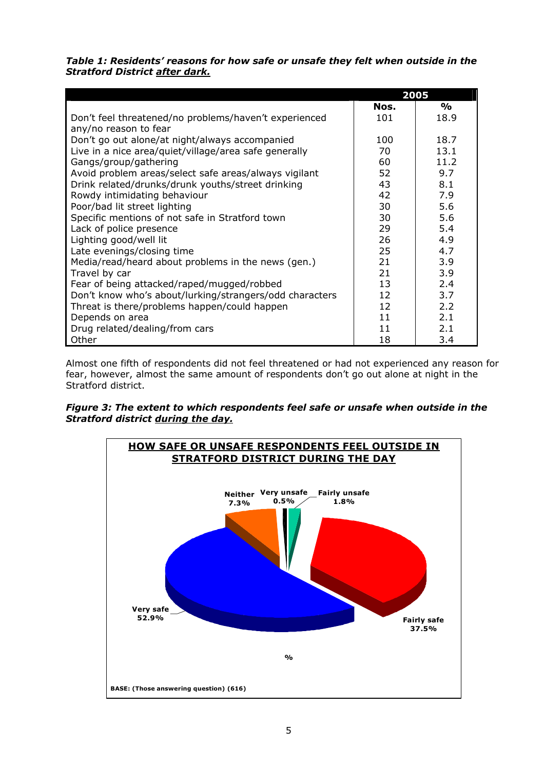***Table 1: Residents' reasons for how safe or unsafe they felt when outside in the Stratford District after dark.***

| | 2005 | |
|---|---|---|
| | **Nos.** | **%** |
| Don't feel threatened/no problems/haven't experienced any/no reason to fear | 101 | 18.9 |
| Don't go out alone/at night/always accompanied | 100 | 18.7 |
| Live in a nice area/quiet/village/area safe generally | 70 | 13.1 |
| Gangs/group/gathering | 60 | 11.2 |
| Avoid problem areas/select safe areas/always vigilant | 52 | 9.7 |
| Drink related/drunks/drunk youths/street drinking | 43 | 8.1 |
| Rowdy intimidating behaviour | 42 | 7.9 |
| Poor/bad lit street lighting | 30 | 5.6 |
| Specific mentions of not safe in Stratford town | 30 | 5.6 |
| Lack of police presence | 29 | 5.4 |
| Lighting good/well lit | 26 | 4.9 |
| Late evenings/closing time | 25 | 4.7 |
| Media/read/heard about problems in the news (gen.) | 21 | 3.9 |
| Travel by car | 21 | 3.9 |
| Fear of being attacked/raped/mugged/robbed | 13 | 2.4 |
| Don't know who's about/lurking/strangers/odd characters | 12 | 3.7 |
| Threat is there/problems happen/could happen | 12 | 2.2 |
| Depends on area | 11 | 2.1 |
| Drug related/dealing/from cars | 11 | 2.1 |
| Other | 18 | 3.4 |

Almost one fifth of respondents did not feel threatened or had not experienced any reason for fear, however, almost the same amount of respondents don't go out alone at night in the Stratford district.

***Figure 3: The extent to which respondents feel safe or unsafe when outside in the Stratford district during the day.***

**HOW SAFE OR UNSAFE RESPONDENTS FEEL OUTSIDE IN STRATFORD DISTRICT DURING THE DAY**

- Very safe 52.9%
- Fairly safe 37.5%
- Neither 7.3%
- Fairly unsafe 1.8%
- Very unsafe 0.5%

%

**BASE: (Those answering question) (616)**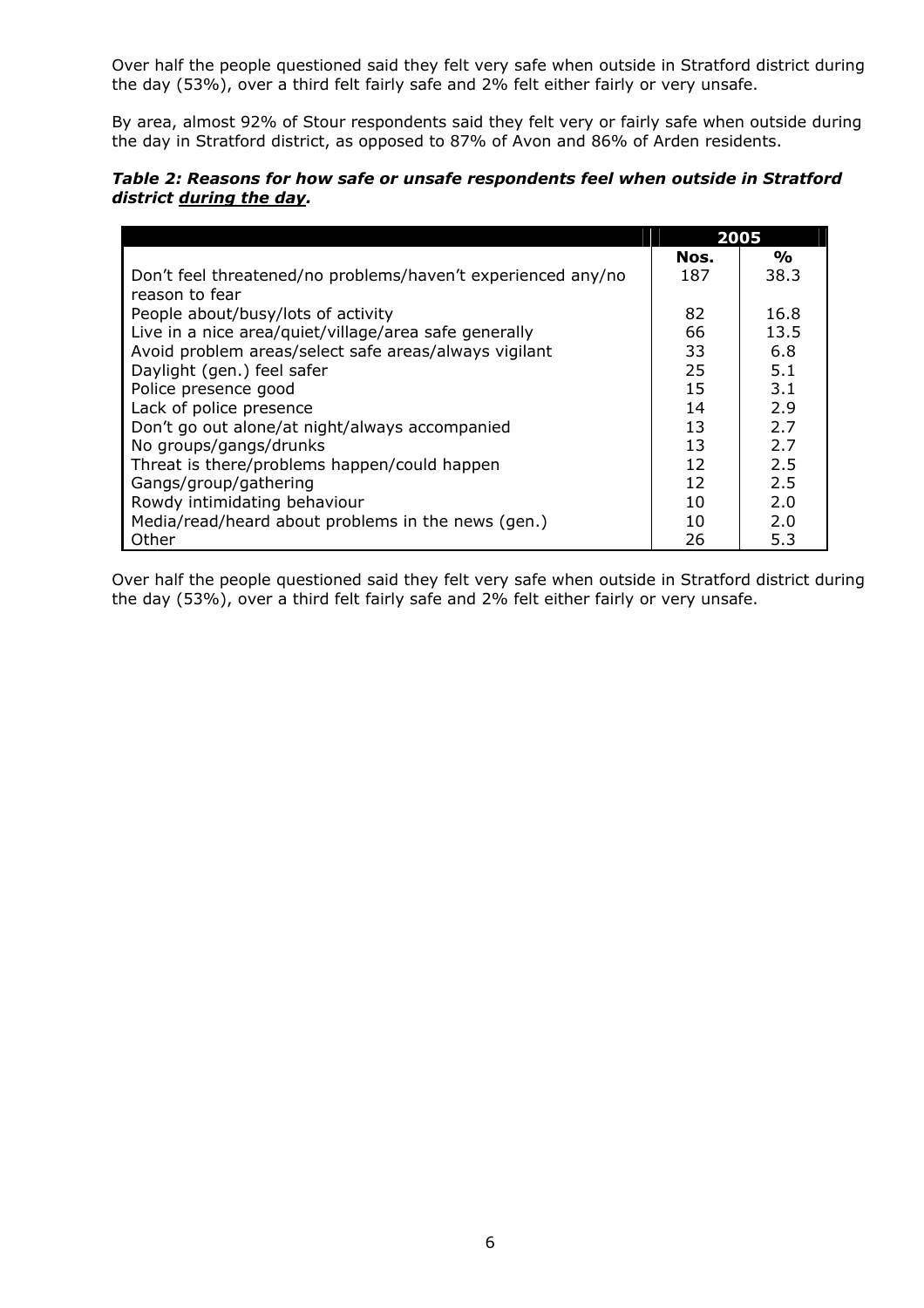Over half the people questioned said they felt very safe when outside in Stratford district during the day (53%), over a third felt fairly safe and 2% felt either fairly or very unsafe.

By area, almost 92% of Stour respondents said they felt very or fairly safe when outside during the day in Stratford district, as opposed to 87% of Avon and 86% of Arden residents.

***Table 2: Reasons for how safe or unsafe respondents feel when outside in Stratford district <u>during the day</u>.***

| | 2005 | |
|---|---|---|
| | **Nos.** | **%** |
| Don't feel threatened/no problems/haven't experienced any/no reason to fear | 187 | 38.3 |
| People about/busy/lots of activity | 82 | 16.8 |
| Live in a nice area/quiet/village/area safe generally | 66 | 13.5 |
| Avoid problem areas/select safe areas/always vigilant | 33 | 6.8 |
| Daylight (gen.) feel safer | 25 | 5.1 |
| Police presence good | 15 | 3.1 |
| Lack of police presence | 14 | 2.9 |
| Don't go out alone/at night/always accompanied | 13 | 2.7 |
| No groups/gangs/drunks | 13 | 2.7 |
| Threat is there/problems happen/could happen | 12 | 2.5 |
| Gangs/group/gathering | 12 | 2.5 |
| Rowdy intimidating behaviour | 10 | 2.0 |
| Media/read/heard about problems in the news (gen.) | 10 | 2.0 |
| Other | 26 | 5.3 |

Over half the people questioned said they felt very safe when outside in Stratford district during the day (53%), over a third felt fairly safe and 2% felt either fairly or very unsafe.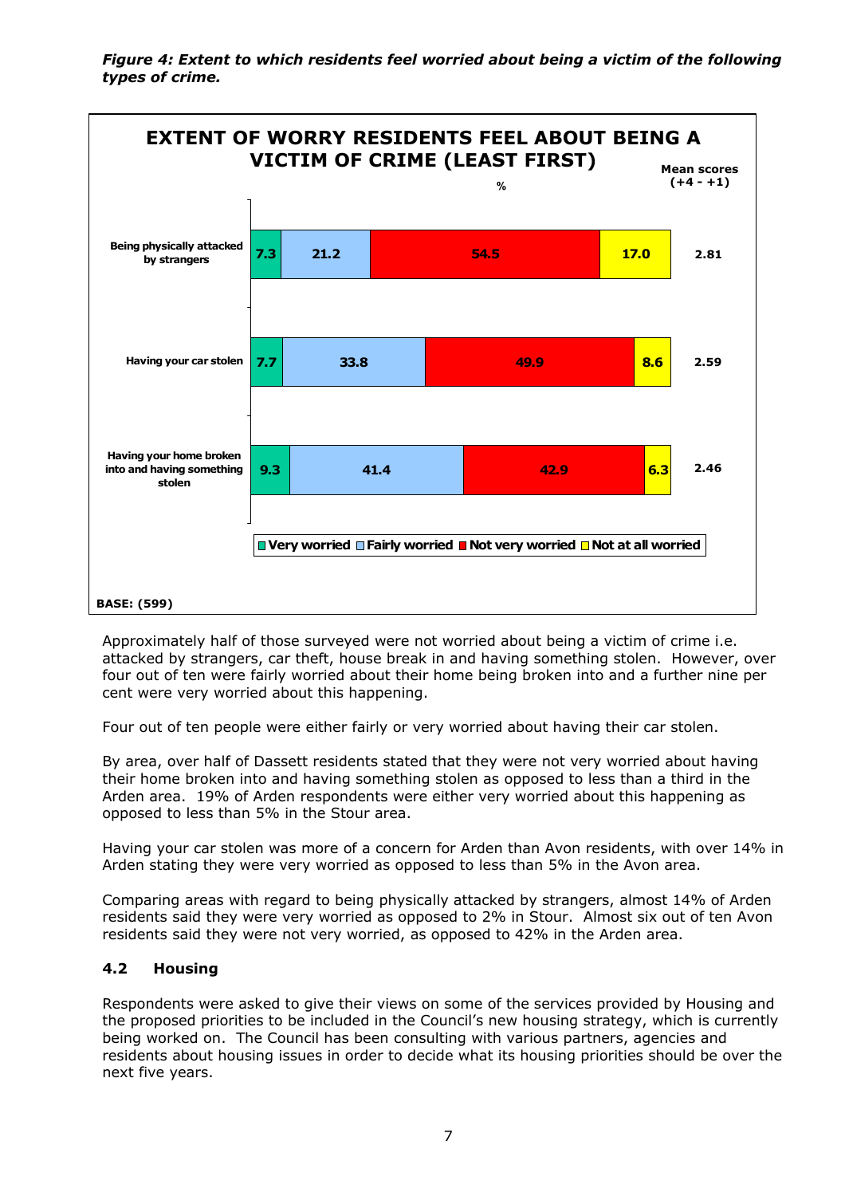***Figure 4: Extent to which residents feel worried about being a victim of the following types of crime.***

**EXTENT OF WORRY RESIDENTS FEEL ABOUT BEING A VICTIM OF CRIME (LEAST FIRST)**

| % | Very worried | Fairly worried | Not very worried | Not at all worried | Mean scores (+4 - +1) |
|---|---|---|---|---|---|
| Being physically attacked by strangers | 7.3 | 21.2 | 54.5 | 17.0 | 2.81 |
| Having your car stolen | 7.7 | 33.8 | 49.9 | 8.6 | 2.59 |
| Having your home broken into and having something stolen | 9.3 | 41.4 | 42.9 | 6.3 | 2.46 |

**BASE: (599)**

Approximately half of those surveyed were not worried about being a victim of crime i.e. attacked by strangers, car theft, house break in and having something stolen. However, over four out of ten were fairly worried about their home being broken into and a further nine per cent were very worried about this happening.

Four out of ten people were either fairly or very worried about having their car stolen.

By area, over half of Dassett residents stated that they were not very worried about having their home broken into and having something stolen as opposed to less than a third in the Arden area. 19% of Arden respondents were either very worried about this happening as opposed to less than 5% in the Stour area.

Having your car stolen was more of a concern for Arden than Avon residents, with over 14% in Arden stating they were very worried as opposed to less than 5% in the Avon area.

Comparing areas with regard to being physically attacked by strangers, almost 14% of Arden residents said they were very worried as opposed to 2% in Stour. Almost six out of ten Avon residents said they were not very worried, as opposed to 42% in the Arden area.

### 4.2 Housing

Respondents were asked to give their views on some of the services provided by Housing and the proposed priorities to be included in the Council's new housing strategy, which is currently being worked on. The Council has been consulting with various partners, agencies and residents about housing issues in order to decide what its housing priorities should be over the next five years.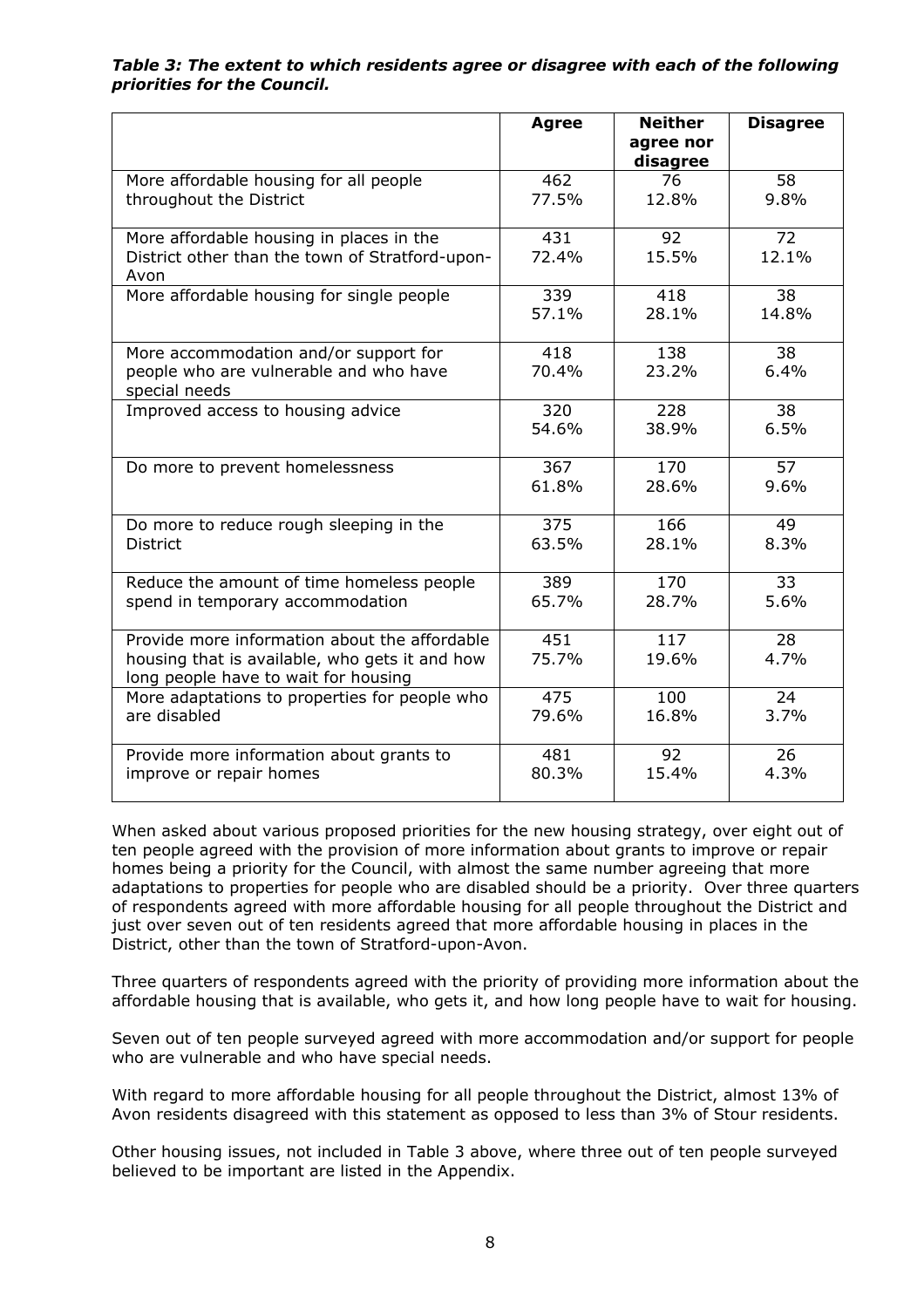***Table 3: The extent to which residents agree or disagree with each of the following priorities for the Council.***

| | **Agree** | **Neither agree nor disagree** | **Disagree** |
|---|---|---|---|
| More affordable housing for all people throughout the District | 462<br>77.5% | 76<br>12.8% | 58<br>9.8% |
| More affordable housing in places in the District other than the town of Stratford-upon-Avon | 431<br>72.4% | 92<br>15.5% | 72<br>12.1% |
| More affordable housing for single people | 339<br>57.1% | 418<br>28.1% | 38<br>14.8% |
| More accommodation and/or support for people who are vulnerable and who have special needs | 418<br>70.4% | 138<br>23.2% | 38<br>6.4% |
| Improved access to housing advice | 320<br>54.6% | 228<br>38.9% | 38<br>6.5% |
| Do more to prevent homelessness | 367<br>61.8% | 170<br>28.6% | 57<br>9.6% |
| Do more to reduce rough sleeping in the District | 375<br>63.5% | 166<br>28.1% | 49<br>8.3% |
| Reduce the amount of time homeless people spend in temporary accommodation | 389<br>65.7% | 170<br>28.7% | 33<br>5.6% |
| Provide more information about the affordable housing that is available, who gets it and how long people have to wait for housing | 451<br>75.7% | 117<br>19.6% | 28<br>4.7% |
| More adaptations to properties for people who are disabled | 475<br>79.6% | 100<br>16.8% | 24<br>3.7% |
| Provide more information about grants to improve or repair homes | 481<br>80.3% | 92<br>15.4% | 26<br>4.3% |

When asked about various proposed priorities for the new housing strategy, over eight out of ten people agreed with the provision of more information about grants to improve or repair homes being a priority for the Council, with almost the same number agreeing that more adaptations to properties for people who are disabled should be a priority. Over three quarters of respondents agreed with more affordable housing for all people throughout the District and just over seven out of ten residents agreed that more affordable housing in places in the District, other than the town of Stratford-upon-Avon.

Three quarters of respondents agreed with the priority of providing more information about the affordable housing that is available, who gets it, and how long people have to wait for housing.

Seven out of ten people surveyed agreed with more accommodation and/or support for people who are vulnerable and who have special needs.

With regard to more affordable housing for all people throughout the District, almost 13% of Avon residents disagreed with this statement as opposed to less than 3% of Stour residents.

Other housing issues, not included in Table 3 above, where three out of ten people surveyed believed to be important are listed in the Appendix.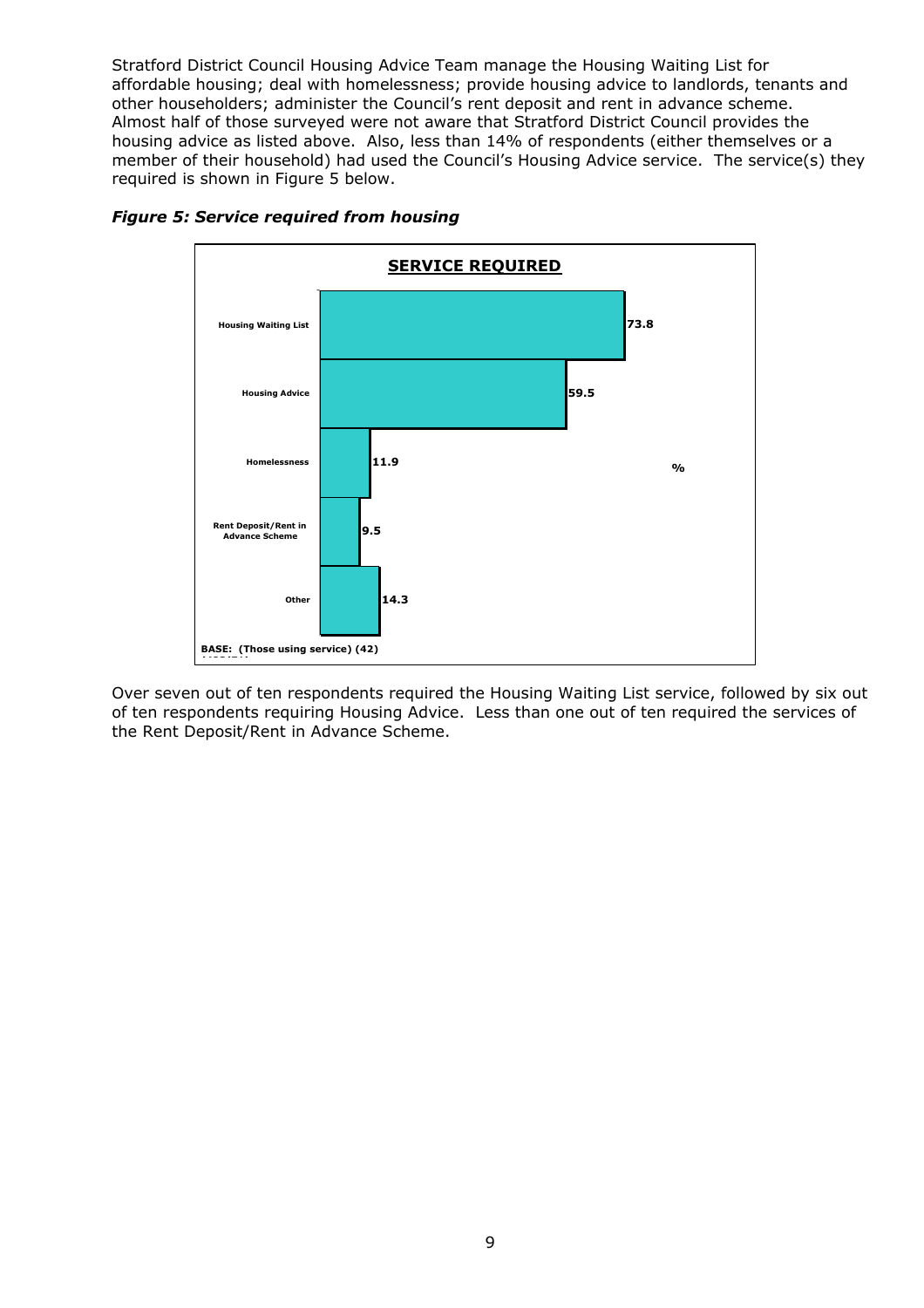Stratford District Council Housing Advice Team manage the Housing Waiting List for affordable housing; deal with homelessness; provide housing advice to landlords, tenants and other householders; administer the Council's rent deposit and rent in advance scheme. Almost half of those surveyed were not aware that Stratford District Council provides the housing advice as listed above. Also, less than 14% of respondents (either themselves or a member of their household) had used the Council's Housing Advice service. The service(s) they required is shown in Figure 5 below.

***Figure 5: Service required from housing***

**SERVICE REQUIRED**

| Service | % |
|---|---|
| Housing Waiting List | 73.8 |
| Housing Advice | 59.5 |
| Homelessness | 11.9 |
| Rent Deposit/Rent in Advance Scheme | 9.5 |
| Other | 14.3 |

BASE: (Those using service) (42)

Over seven out of ten respondents required the Housing Waiting List service, followed by six out of ten respondents requiring Housing Advice. Less than one out of ten required the services of the Rent Deposit/Rent in Advance Scheme.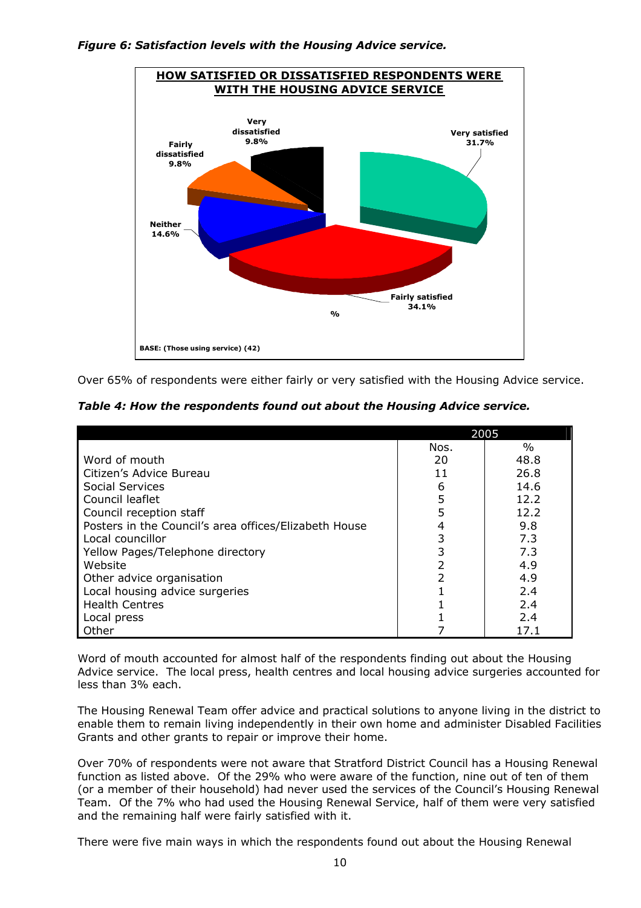*Figure 6: Satisfaction levels with the Housing Advice service.*

**HOW SATISFIED OR DISSATISFIED RESPONDENTS WERE WITH THE HOUSING ADVICE SERVICE**

| Response | % |
|---|---|
| Very satisfied | 31.7% |
| Fairly satisfied | 34.1% |
| Neither | 14.6% |
| Fairly dissatisfied | 9.8% |
| Very dissatisfied | 9.8% |

BASE: (Those using service) (42)

Over 65% of respondents were either fairly or very satisfied with the Housing Advice service.

*Table 4: How the respondents found out about the Housing Advice service.*

| | 2005 | |
|---|---|---|
| | Nos. | % |
| Word of mouth | 20 | 48.8 |
| Citizen's Advice Bureau | 11 | 26.8 |
| Social Services | 6 | 14.6 |
| Council leaflet | 5 | 12.2 |
| Council reception staff | 5 | 12.2 |
| Posters in the Council's area offices/Elizabeth House | 4 | 9.8 |
| Local councillor | 3 | 7.3 |
| Yellow Pages/Telephone directory | 3 | 7.3 |
| Website | 2 | 4.9 |
| Other advice organisation | 2 | 4.9 |
| Local housing advice surgeries | 1 | 2.4 |
| Health Centres | 1 | 2.4 |
| Local press | 1 | 2.4 |
| Other | 7 | 17.1 |

Word of mouth accounted for almost half of the respondents finding out about the Housing Advice service. The local press, health centres and local housing advice surgeries accounted for less than 3% each.

The Housing Renewal Team offer advice and practical solutions to anyone living in the district to enable them to remain living independently in their own home and administer Disabled Facilities Grants and other grants to repair or improve their home.

Over 70% of respondents were not aware that Stratford District Council has a Housing Renewal function as listed above. Of the 29% who were aware of the function, nine out of ten of them (or a member of their household) had never used the services of the Council's Housing Renewal Team. Of the 7% who had used the Housing Renewal Service, half of them were very satisfied and the remaining half were fairly satisfied with it.

There were five main ways in which the respondents found out about the Housing Renewal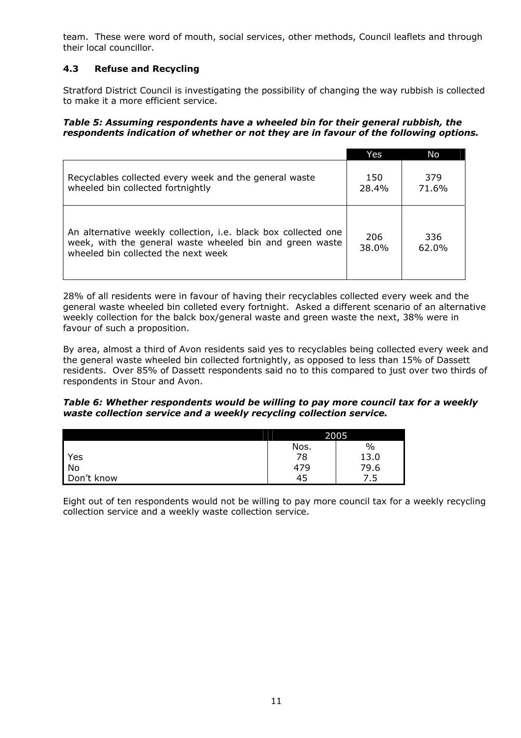team. These were word of mouth, social services, other methods, Council leaflets and through their local councillor.

### 4.3 Refuse and Recycling

Stratford District Council is investigating the possibility of changing the way rubbish is collected to make it a more efficient service.

***Table 5: Assuming respondents have a wheeled bin for their general rubbish, the respondents indication of whether or not they are in favour of the following options.***

| | Yes | No |
|---|---|---|
| Recyclables collected every week and the general waste wheeled bin collected fortnightly | 150<br>28.4% | 379<br>71.6% |
| An alternative weekly collection, i.e. black box collected one week, with the general waste wheeled bin and green waste wheeled bin collected the next week | 206<br>38.0% | 336<br>62.0% |

28% of all residents were in favour of having their recyclables collected every week and the general waste wheeled bin colleted every fortnight. Asked a different scenario of an alternative weekly collection for the balck box/general waste and green waste the next, 38% were in favour of such a proposition.

By area, almost a third of Avon residents said yes to recyclables being collected every week and the general waste wheeled bin collected fortnightly, as opposed to less than 15% of Dassett residents. Over 85% of Dassett respondents said no to this compared to just over two thirds of respondents in Stour and Avon.

***Table 6: Whether respondents would be willing to pay more council tax for a weekly waste collection service and a weekly recycling collection service.***

| | 2005 | |
|---|---|---|
| | Nos. | % |
| Yes | 78 | 13.0 |
| No | 479 | 79.6 |
| Don't know | 45 | 7.5 |

Eight out of ten respondents would not be willing to pay more council tax for a weekly recycling collection service and a weekly waste collection service.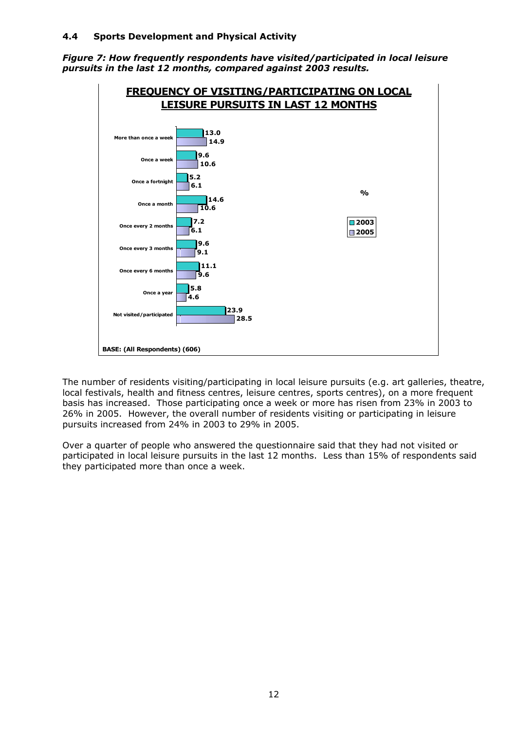### 4.4 Sports Development and Physical Activity

***Figure 7: How frequently respondents have visited/participated in local leisure pursuits in the last 12 months, compared against 2003 results.***

**FREQUENCY OF VISITING/PARTICIPATING ON LOCAL LEISURE PURSUITS IN LAST 12 MONTHS**

| % | 2003 | 2005 |
|---|---|---|
| More than once a week | 13.0 | 14.9 |
| Once a week | 9.6 | 10.6 |
| Once a fortnight | 5.2 | 6.1 |
| Once a month | 14.6 | 10.6 |
| Once every 2 months | 7.2 | 6.1 |
| Once every 3 months | 9.6 | 9.1 |
| Once every 6 months | 11.1 | 9.6 |
| Once a year | 5.8 | 4.6 |
| Not visited/participated | 23.9 | 28.5 |

BASE: (All Respondents) (606)

The number of residents visiting/participating in local leisure pursuits (e.g. art galleries, theatre, local festivals, health and fitness centres, leisure centres, sports centres), on a more frequent basis has increased. Those participating once a week or more has risen from 23% in 2003 to 26% in 2005. However, the overall number of residents visiting or participating in leisure pursuits increased from 24% in 2003 to 29% in 2005.

Over a quarter of people who answered the questionnaire said that they had not visited or participated in local leisure pursuits in the last 12 months. Less than 15% of respondents said they participated more than once a week.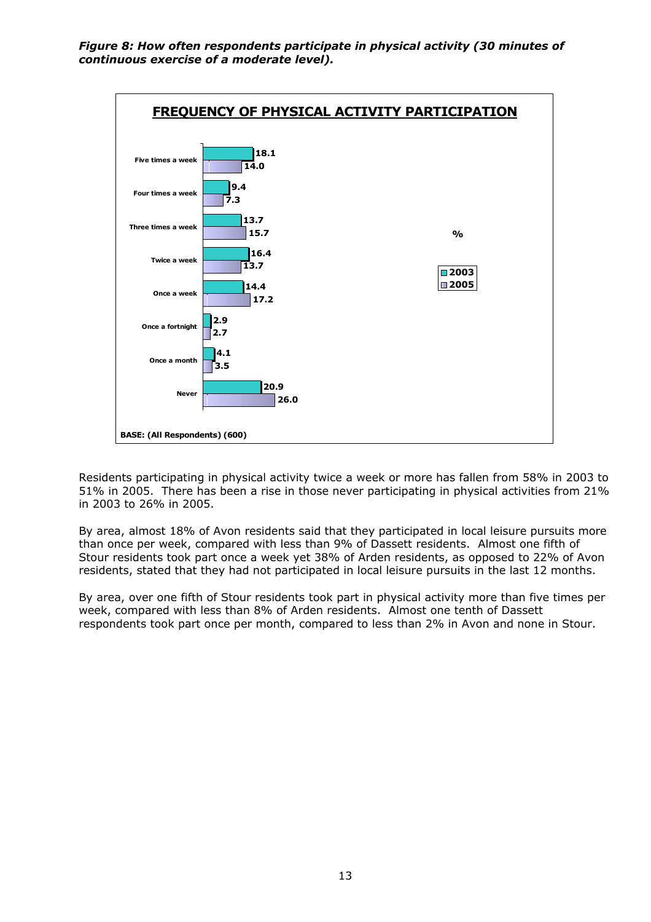***Figure 8: How often respondents participate in physical activity (30 minutes of continuous exercise of a moderate level).***

**FREQUENCY OF PHYSICAL ACTIVITY PARTICIPATION**

| | 2003 (%) | 2005 (%) |
|---|---|---|
| Five times a week | 18.1 | 14.0 |
| Four times a week | 9.4 | 7.3 |
| Three times a week | 13.7 | 15.7 |
| Twice a week | 16.4 | 13.7 |
| Once a week | 14.4 | 17.2 |
| Once a fortnight | 2.9 | 2.7 |
| Once a month | 4.1 | 3.5 |
| Never | 20.9 | 26.0 |

**BASE: (All Respondents) (600)**

Residents participating in physical activity twice a week or more has fallen from 58% in 2003 to 51% in 2005. There has been a rise in those never participating in physical activities from 21% in 2003 to 26% in 2005.

By area, almost 18% of Avon residents said that they participated in local leisure pursuits more than once per week, compared with less than 9% of Dassett residents. Almost one fifth of Stour residents took part once a week yet 38% of Arden residents, as opposed to 22% of Avon residents, stated that they had not participated in local leisure pursuits in the last 12 months.

By area, over one fifth of Stour residents took part in physical activity more than five times per week, compared with less than 8% of Arden residents. Almost one tenth of Dassett respondents took part once per month, compared to less than 2% in Avon and none in Stour.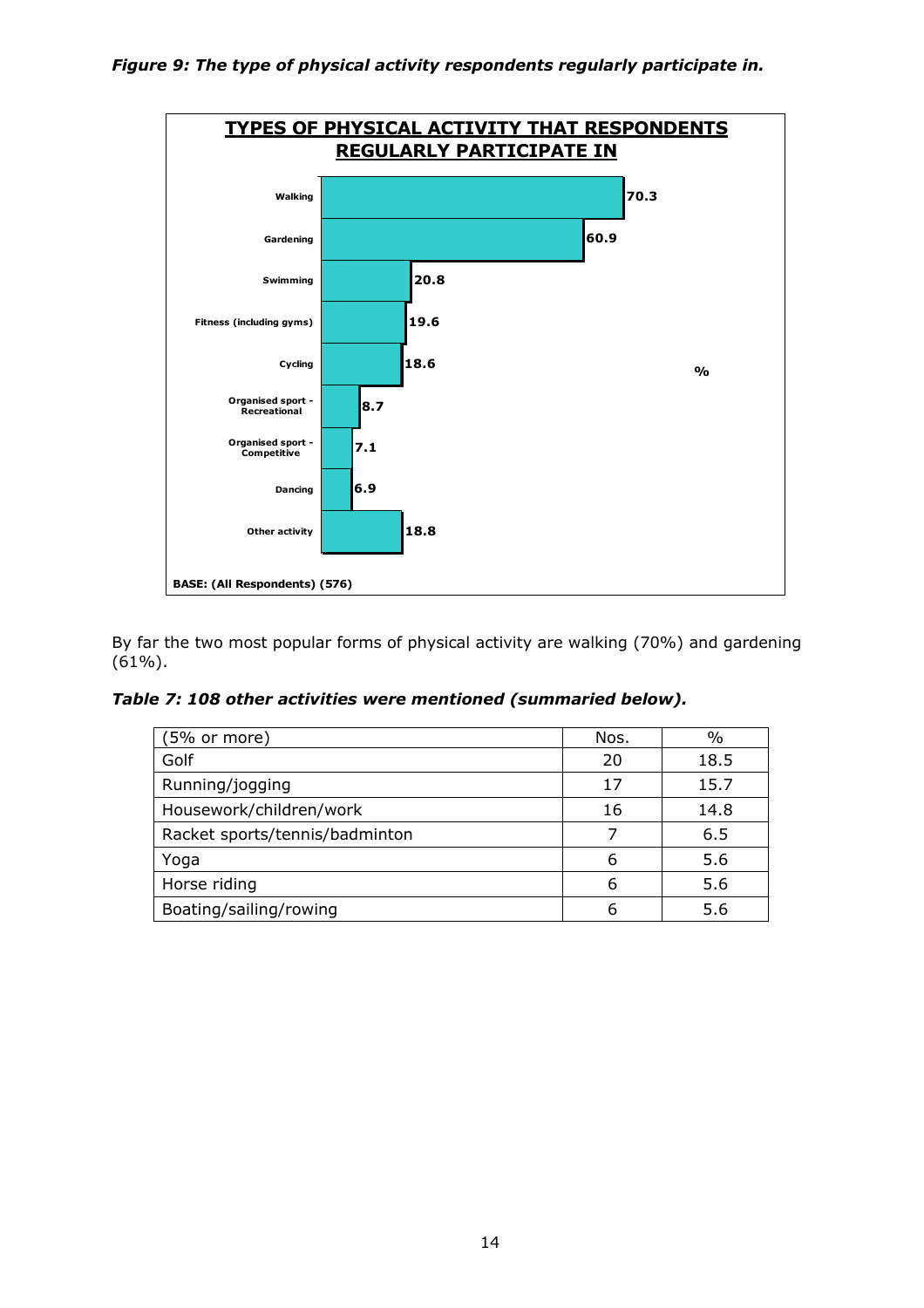***Figure 9: The type of physical activity respondents regularly participate in.***

**TYPES OF PHYSICAL ACTIVITY THAT RESPONDENTS REGULARLY PARTICIPATE IN**

| Activity | % |
|---|---|
| Walking | 70.3 |
| Gardening | 60.9 |
| Swimming | 20.8 |
| Fitness (including gyms) | 19.6 |
| Cycling | 18.6 |
| Organised sport - Recreational | 8.7 |
| Organised sport - Competitive | 7.1 |
| Dancing | 6.9 |
| Other activity | 18.8 |

BASE: (All Respondents) (576)

By far the two most popular forms of physical activity are walking (70%) and gardening (61%).

***Table 7: 108 other activities were mentioned (summaried below).***

| (5% or more) | Nos. | % |
|---|---|---|
| Golf | 20 | 18.5 |
| Running/jogging | 17 | 15.7 |
| Housework/children/work | 16 | 14.8 |
| Racket sports/tennis/badminton | 7 | 6.5 |
| Yoga | 6 | 5.6 |
| Horse riding | 6 | 5.6 |
| Boating/sailing/rowing | 6 | 5.6 |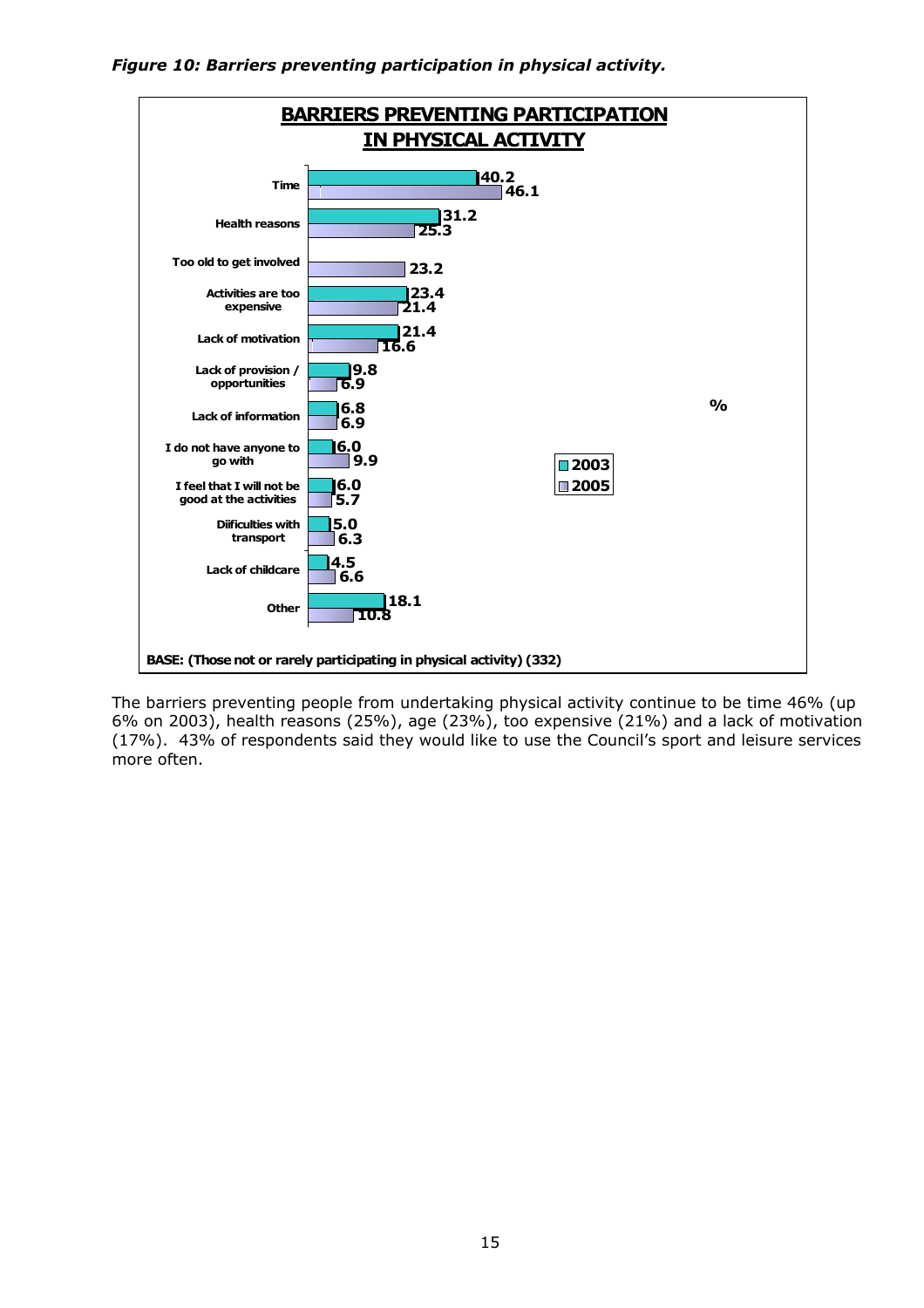*Figure 10: Barriers preventing participation in physical activity.*

**BARRIERS PREVENTING PARTICIPATION IN PHYSICAL ACTIVITY**

| Barrier | 2003 (%) | 2005 (%) |
| --- | --- | --- |
| Time | 40.2 | 46.1 |
| Health reasons | 31.2 | 25.3 |
| Too old to get involved | | 23.2 |
| Activities are too expensive | 23.4 | 21.4 |
| Lack of motivation | 21.4 | 16.6 |
| Lack of provision / opportunities | 9.8 | 6.9 |
| Lack of information | 6.8 | 6.9 |
| I do not have anyone to go with | 6.0 | 9.9 |
| I feel that I will not be good at the activities | 6.0 | 5.7 |
| Diifficulties with transport | 5.0 | 6.3 |
| Lack of childcare | 4.5 | 6.6 |
| Other | 18.1 | 10.8 |

BASE: (Those not or rarely participating in physical activity) (332)

The barriers preventing people from undertaking physical activity continue to be time 46% (up 6% on 2003), health reasons (25%), age (23%), too expensive (21%) and a lack of motivation (17%). 43% of respondents said they would like to use the Council's sport and leisure services more often.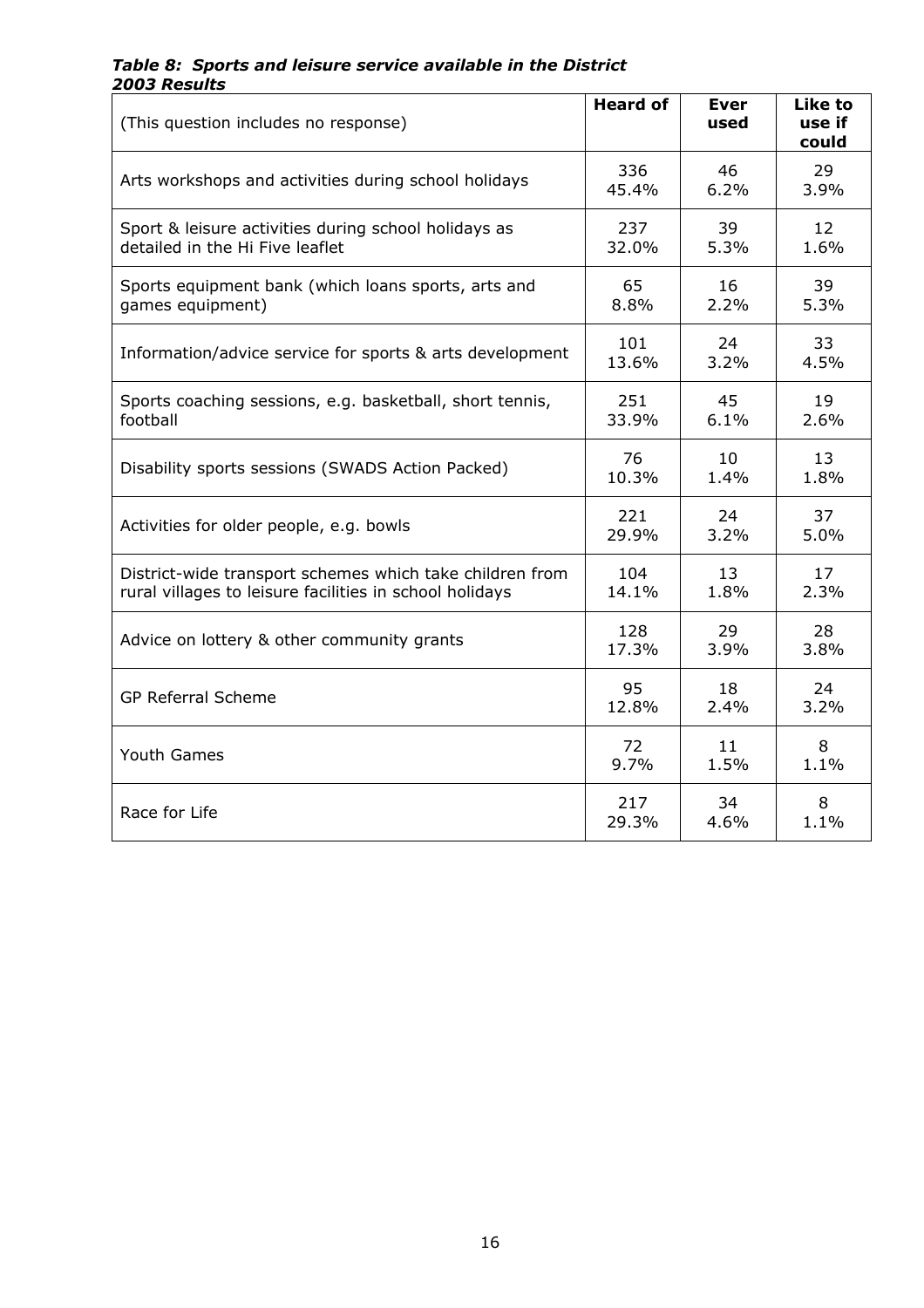***Table 8: Sports and leisure service available in the District***
***2003 Results***

| (This question includes no response) | Heard of | Ever used | Like to use if could |
|---|---|---|---|
| Arts workshops and activities during school holidays | 336 45.4% | 46 6.2% | 29 3.9% |
| Sport & leisure activities during school holidays as detailed in the Hi Five leaflet | 237 32.0% | 39 5.3% | 12 1.6% |
| Sports equipment bank (which loans sports, arts and games equipment) | 65 8.8% | 16 2.2% | 39 5.3% |
| Information/advice service for sports & arts development | 101 13.6% | 24 3.2% | 33 4.5% |
| Sports coaching sessions, e.g. basketball, short tennis, football | 251 33.9% | 45 6.1% | 19 2.6% |
| Disability sports sessions (SWADS Action Packed) | 76 10.3% | 10 1.4% | 13 1.8% |
| Activities for older people, e.g. bowls | 221 29.9% | 24 3.2% | 37 5.0% |
| District-wide transport schemes which take children from rural villages to leisure facilities in school holidays | 104 14.1% | 13 1.8% | 17 2.3% |
| Advice on lottery & other community grants | 128 17.3% | 29 3.9% | 28 3.8% |
| GP Referral Scheme | 95 12.8% | 18 2.4% | 24 3.2% |
| Youth Games | 72 9.7% | 11 1.5% | 8 1.1% |
| Race for Life | 217 29.3% | 34 4.6% | 8 1.1% |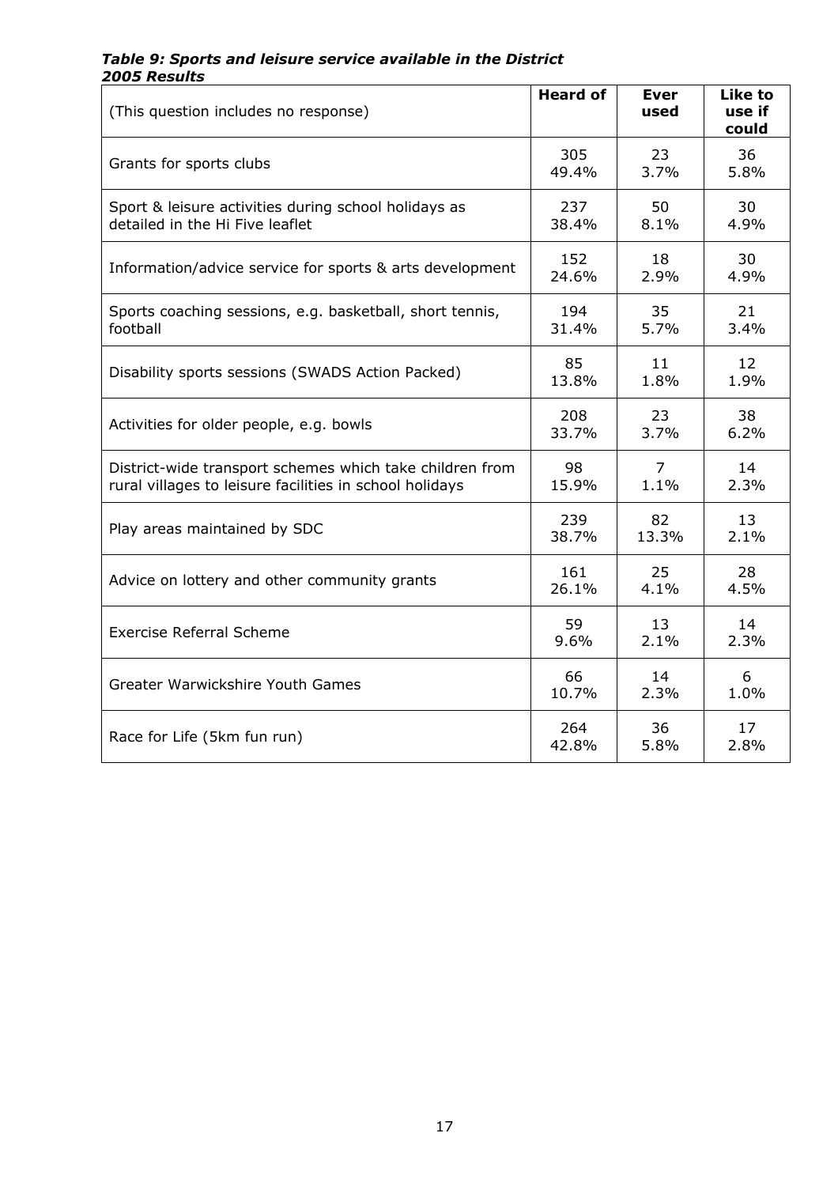*Table 9: Sports and leisure service available in the District*
*2005 Results*

| (This question includes no response) | Heard of | Ever used | Like to use if could |
|---|---|---|---|
| Grants for sports clubs | 305<br>49.4% | 23<br>3.7% | 36<br>5.8% |
| Sport & leisure activities during school holidays as detailed in the Hi Five leaflet | 237<br>38.4% | 50<br>8.1% | 30<br>4.9% |
| Information/advice service for sports & arts development | 152<br>24.6% | 18<br>2.9% | 30<br>4.9% |
| Sports coaching sessions, e.g. basketball, short tennis, football | 194<br>31.4% | 35<br>5.7% | 21<br>3.4% |
| Disability sports sessions (SWADS Action Packed) | 85<br>13.8% | 11<br>1.8% | 12<br>1.9% |
| Activities for older people, e.g. bowls | 208<br>33.7% | 23<br>3.7% | 38<br>6.2% |
| District-wide transport schemes which take children from rural villages to leisure facilities in school holidays | 98<br>15.9% | 7<br>1.1% | 14<br>2.3% |
| Play areas maintained by SDC | 239<br>38.7% | 82<br>13.3% | 13<br>2.1% |
| Advice on lottery and other community grants | 161<br>26.1% | 25<br>4.1% | 28<br>4.5% |
| Exercise Referral Scheme | 59<br>9.6% | 13<br>2.1% | 14<br>2.3% |
| Greater Warwickshire Youth Games | 66<br>10.7% | 14<br>2.3% | 6<br>1.0% |
| Race for Life (5km fun run) | 264<br>42.8% | 36<br>5.8% | 17<br>2.8% |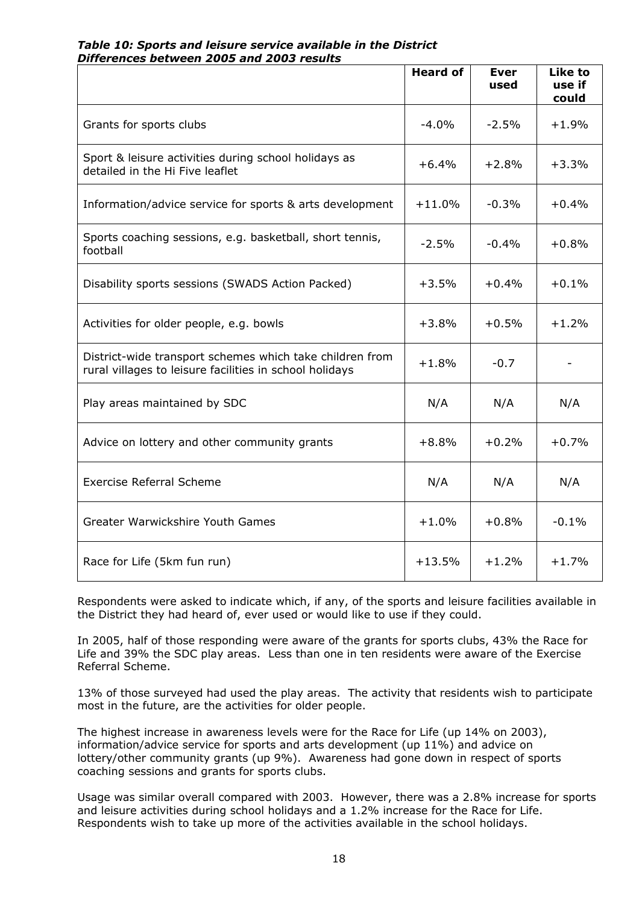***Table 10: Sports and leisure service available in the District Differences between 2005 and 2003 results***

| | Heard of | Ever used | Like to use if could |
|---|---|---|---|
| Grants for sports clubs | -4.0% | -2.5% | +1.9% |
| Sport & leisure activities during school holidays as detailed in the Hi Five leaflet | +6.4% | +2.8% | +3.3% |
| Information/advice service for sports & arts development | +11.0% | -0.3% | +0.4% |
| Sports coaching sessions, e.g. basketball, short tennis, football | -2.5% | -0.4% | +0.8% |
| Disability sports sessions (SWADS Action Packed) | +3.5% | +0.4% | +0.1% |
| Activities for older people, e.g. bowls | +3.8% | +0.5% | +1.2% |
| District-wide transport schemes which take children from rural villages to leisure facilities in school holidays | +1.8% | -0.7 | - |
| Play areas maintained by SDC | N/A | N/A | N/A |
| Advice on lottery and other community grants | +8.8% | +0.2% | +0.7% |
| Exercise Referral Scheme | N/A | N/A | N/A |
| Greater Warwickshire Youth Games | +1.0% | +0.8% | -0.1% |
| Race for Life (5km fun run) | +13.5% | +1.2% | +1.7% |

Respondents were asked to indicate which, if any, of the sports and leisure facilities available in the District they had heard of, ever used or would like to use if they could.

In 2005, half of those responding were aware of the grants for sports clubs, 43% the Race for Life and 39% the SDC play areas. Less than one in ten residents were aware of the Exercise Referral Scheme.

13% of those surveyed had used the play areas. The activity that residents wish to participate most in the future, are the activities for older people.

The highest increase in awareness levels were for the Race for Life (up 14% on 2003), information/advice service for sports and arts development (up 11%) and advice on lottery/other community grants (up 9%). Awareness had gone down in respect of sports coaching sessions and grants for sports clubs.

Usage was similar overall compared with 2003. However, there was a 2.8% increase for sports and leisure activities during school holidays and a 1.2% increase for the Race for Life. Respondents wish to take up more of the activities available in the school holidays.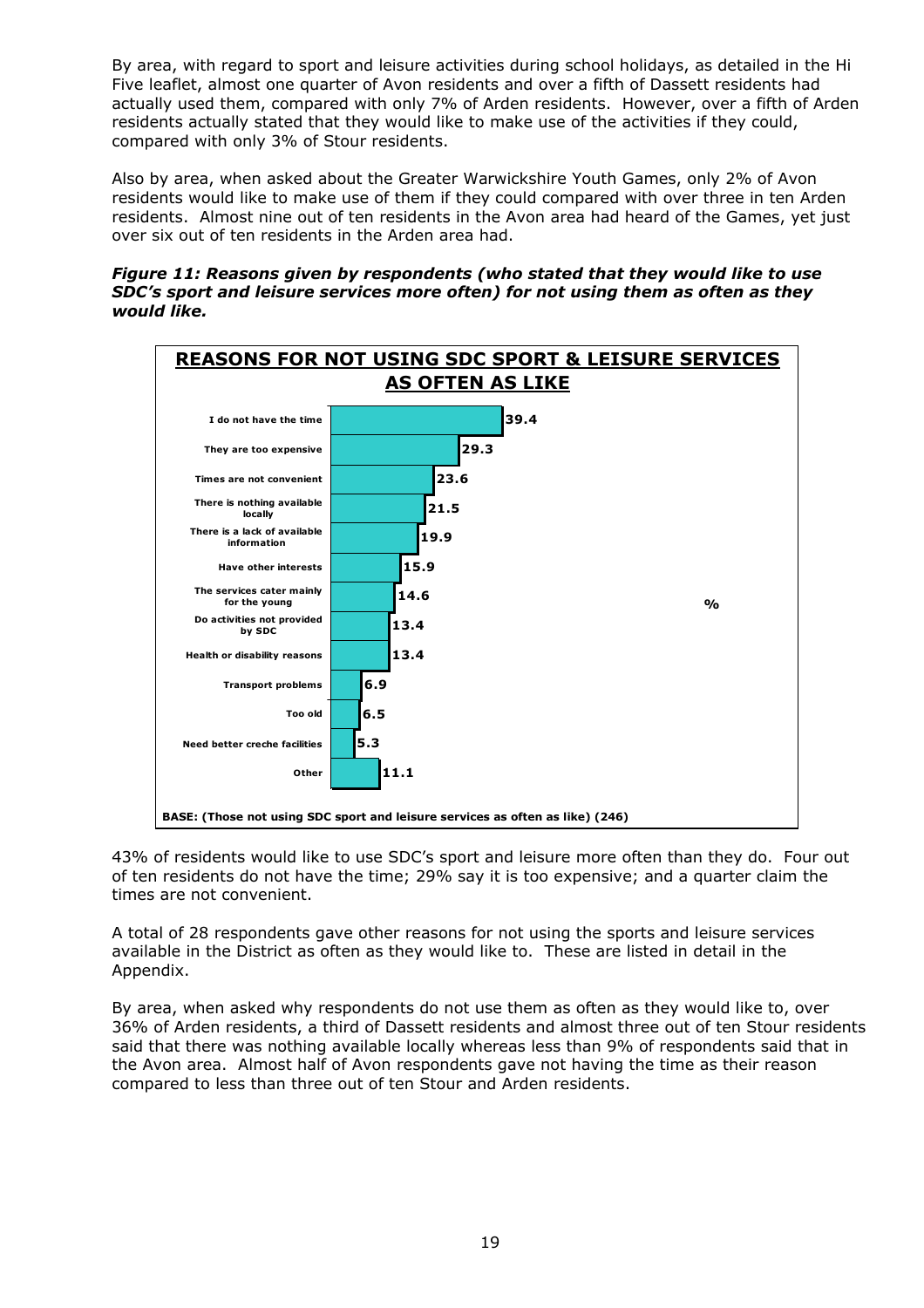By area, with regard to sport and leisure activities during school holidays, as detailed in the Hi Five leaflet, almost one quarter of Avon residents and over a fifth of Dassett residents had actually used them, compared with only 7% of Arden residents. However, over a fifth of Arden residents actually stated that they would like to make use of the activities if they could, compared with only 3% of Stour residents.

Also by area, when asked about the Greater Warwickshire Youth Games, only 2% of Avon residents would like to make use of them if they could compared with over three in ten Arden residents. Almost nine out of ten residents in the Avon area had heard of the Games, yet just over six out of ten residents in the Arden area had.

***Figure 11: Reasons given by respondents (who stated that they would like to use SDC's sport and leisure services more often) for not using them as often as they would like.***

**REASONS FOR NOT USING SDC SPORT & LEISURE SERVICES AS OFTEN AS LIKE**

| Reason | % |
|---|---|
| I do not have the time | 39.4 |
| They are too expensive | 29.3 |
| Times are not convenient | 23.6 |
| There is nothing available locally | 21.5 |
| There is a lack of available information | 19.9 |
| Have other interests | 15.9 |
| The services cater mainly for the young | 14.6 |
| Do activities not provided by SDC | 13.4 |
| Health or disability reasons | 13.4 |
| Transport problems | 6.9 |
| Too old | 6.5 |
| Need better creche facilities | 5.3 |
| Other | 11.1 |

BASE: (Those not using SDC sport and leisure services as often as like) (246)

43% of residents would like to use SDC's sport and leisure more often than they do. Four out of ten residents do not have the time; 29% say it is too expensive; and a quarter claim the times are not convenient.

A total of 28 respondents gave other reasons for not using the sports and leisure services available in the District as often as they would like to. These are listed in detail in the Appendix.

By area, when asked why respondents do not use them as often as they would like to, over 36% of Arden residents, a third of Dassett residents and almost three out of ten Stour residents said that there was nothing available locally whereas less than 9% of respondents said that in the Avon area. Almost half of Avon respondents gave not having the time as their reason compared to less than three out of ten Stour and Arden residents.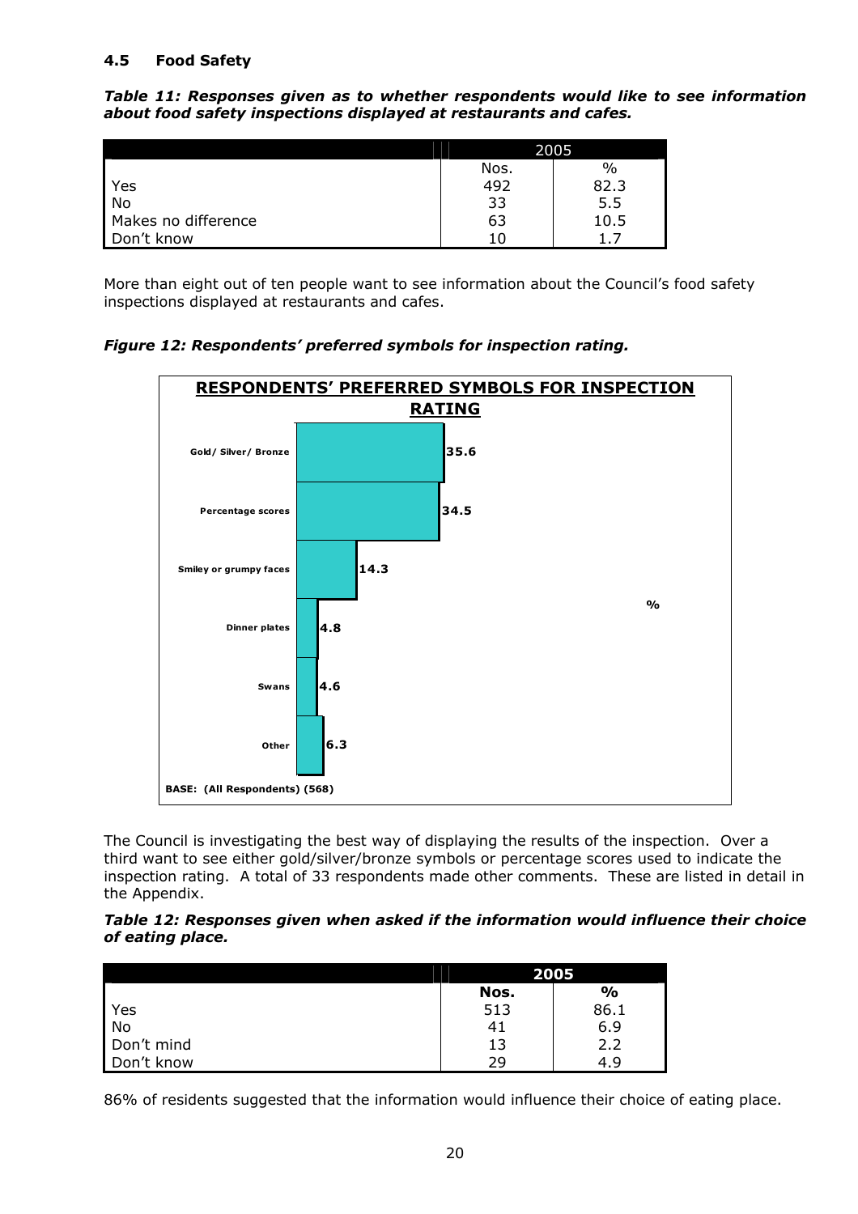## 4.5 Food Safety

***Table 11: Responses given as to whether respondents would like to see information about food safety inspections displayed at restaurants and cafes.***

| | 2005 | |
|---|---|---|
| | Nos. | % |
| Yes | 492 | 82.3 |
| No | 33 | 5.5 |
| Makes no difference | 63 | 10.5 |
| Don't know | 10 | 1.7 |

More than eight out of ten people want to see information about the Council's food safety inspections displayed at restaurants and cafes.

***Figure 12: Respondents' preferred symbols for inspection rating.***

**RESPONDENTS' PREFERRED SYMBOLS FOR INSPECTION RATING**

| Symbol | % |
|---|---|
| Gold/ Silver/ Bronze | 35.6 |
| Percentage scores | 34.5 |
| Smiley or grumpy faces | 14.3 |
| Dinner plates | 4.8 |
| Swans | 4.6 |
| Other | 6.3 |

BASE: (All Respondents) (568)

The Council is investigating the best way of displaying the results of the inspection. Over a third want to see either gold/silver/bronze symbols or percentage scores used to indicate the inspection rating. A total of 33 respondents made other comments. These are listed in detail in the Appendix.

***Table 12: Responses given when asked if the information would influence their choice of eating place.***

| | 2005 | |
|---|---|---|
| | **Nos.** | **%** |
| Yes | 513 | 86.1 |
| No | 41 | 6.9 |
| Don't mind | 13 | 2.2 |
| Don't know | 29 | 4.9 |

86% of residents suggested that the information would influence their choice of eating place.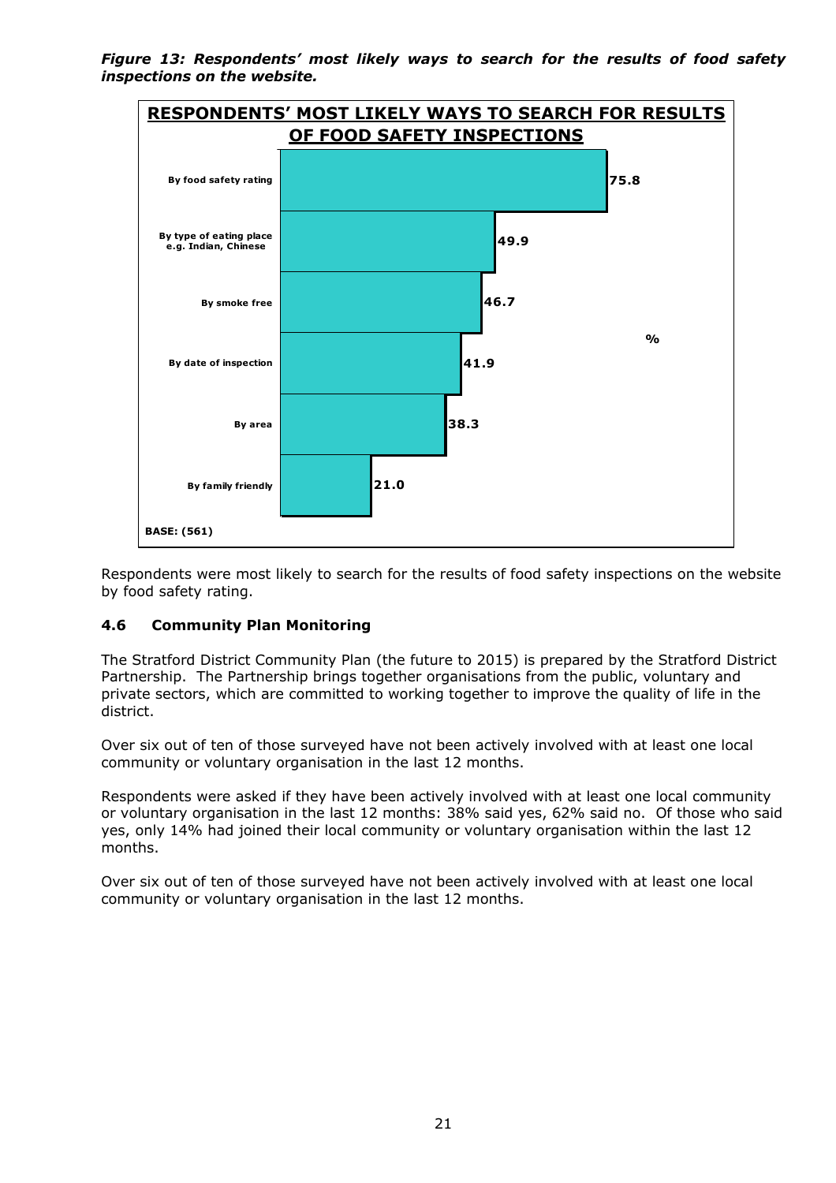*Figure 13: Respondents' most likely ways to search for the results of food safety inspections on the website.*

**RESPONDENTS' MOST LIKELY WAYS TO SEARCH FOR RESULTS OF FOOD SAFETY INSPECTIONS**

| | % |
|---|---|
| By food safety rating | 75.8 |
| By type of eating place e.g. Indian, Chinese | 49.9 |
| By smoke free | 46.7 |
| By date of inspection | 41.9 |
| By area | 38.3 |
| By family friendly | 21.0 |

BASE: (561)

Respondents were most likely to search for the results of food safety inspections on the website by food safety rating.

### 4.6 Community Plan Monitoring

The Stratford District Community Plan (the future to 2015) is prepared by the Stratford District Partnership. The Partnership brings together organisations from the public, voluntary and private sectors, which are committed to working together to improve the quality of life in the district.

Over six out of ten of those surveyed have not been actively involved with at least one local community or voluntary organisation in the last 12 months.

Respondents were asked if they have been actively involved with at least one local community or voluntary organisation in the last 12 months: 38% said yes, 62% said no. Of those who said yes, only 14% had joined their local community or voluntary organisation within the last 12 months.

Over six out of ten of those surveyed have not been actively involved with at least one local community or voluntary organisation in the last 12 months.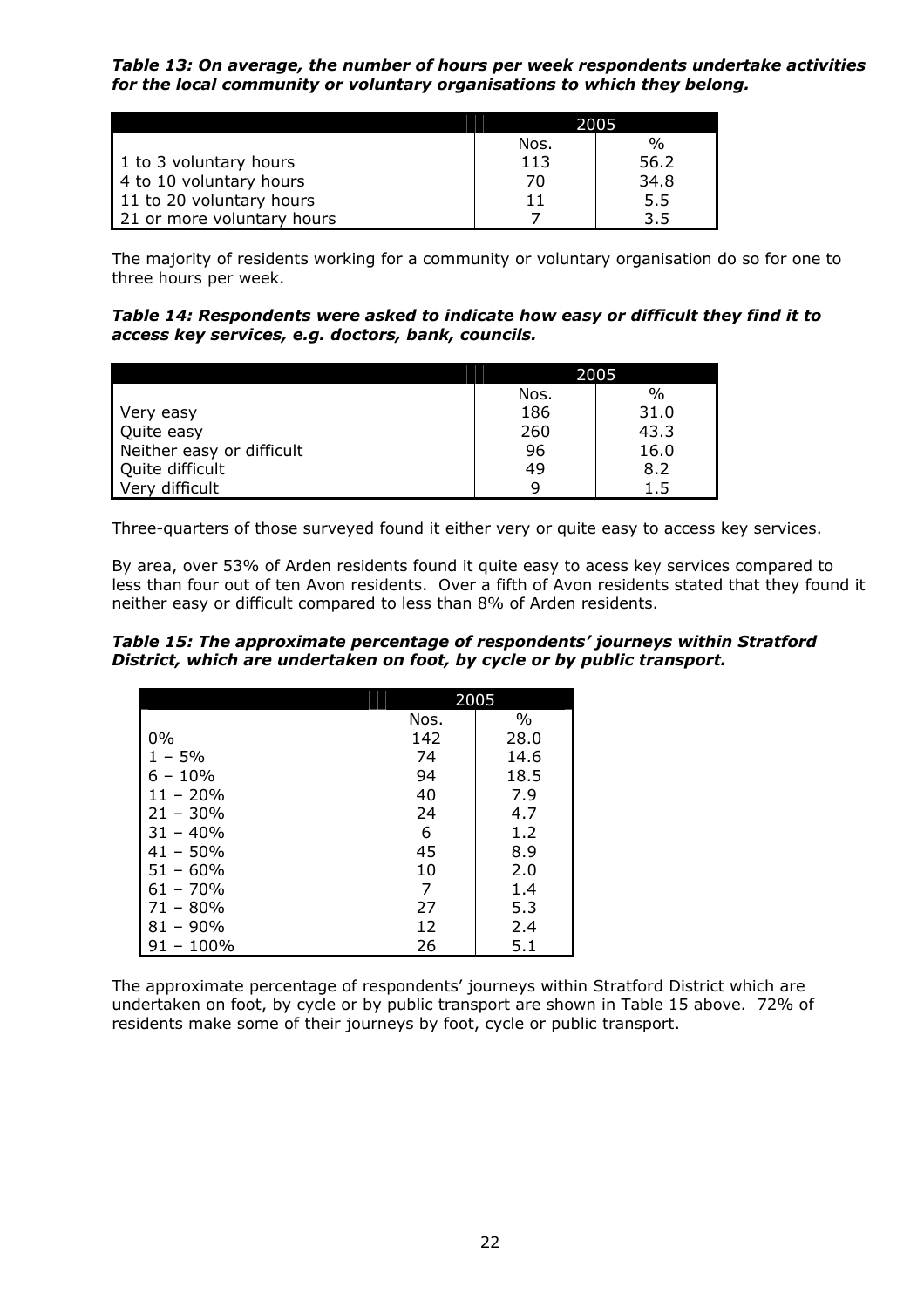***Table 13: On average, the number of hours per week respondents undertake activities for the local community or voluntary organisations to which they belong.***

| | 2005 | |
|---|---|---|
| | Nos. | % |
| 1 to 3 voluntary hours | 113 | 56.2 |
| 4 to 10 voluntary hours | 70 | 34.8 |
| 11 to 20 voluntary hours | 11 | 5.5 |
| 21 or more voluntary hours | 7 | 3.5 |

The majority of residents working for a community or voluntary organisation do so for one to three hours per week.

***Table 14: Respondents were asked to indicate how easy or difficult they find it to access key services, e.g. doctors, bank, councils.***

| | 2005 | |
|---|---|---|
| | Nos. | % |
| Very easy | 186 | 31.0 |
| Quite easy | 260 | 43.3 |
| Neither easy or difficult | 96 | 16.0 |
| Quite difficult | 49 | 8.2 |
| Very difficult | 9 | 1.5 |

Three-quarters of those surveyed found it either very or quite easy to access key services.

By area, over 53% of Arden residents found it quite easy to acess key services compared to less than four out of ten Avon residents. Over a fifth of Avon residents stated that they found it neither easy or difficult compared to less than 8% of Arden residents.

***Table 15: The approximate percentage of respondents' journeys within Stratford District, which are undertaken on foot, by cycle or by public transport.***

| | 2005 | |
|---|---|---|
| | Nos. | % |
| 0% | 142 | 28.0 |
| 1 – 5% | 74 | 14.6 |
| 6 – 10% | 94 | 18.5 |
| 11 – 20% | 40 | 7.9 |
| 21 – 30% | 24 | 4.7 |
| 31 – 40% | 6 | 1.2 |
| 41 – 50% | 45 | 8.9 |
| 51 – 60% | 10 | 2.0 |
| 61 – 70% | 7 | 1.4 |
| 71 – 80% | 27 | 5.3 |
| 81 – 90% | 12 | 2.4 |
| 91 – 100% | 26 | 5.1 |

The approximate percentage of respondents' journeys within Stratford District which are undertaken on foot, by cycle or by public transport are shown in Table 15 above. 72% of residents make some of their journeys by foot, cycle or public transport.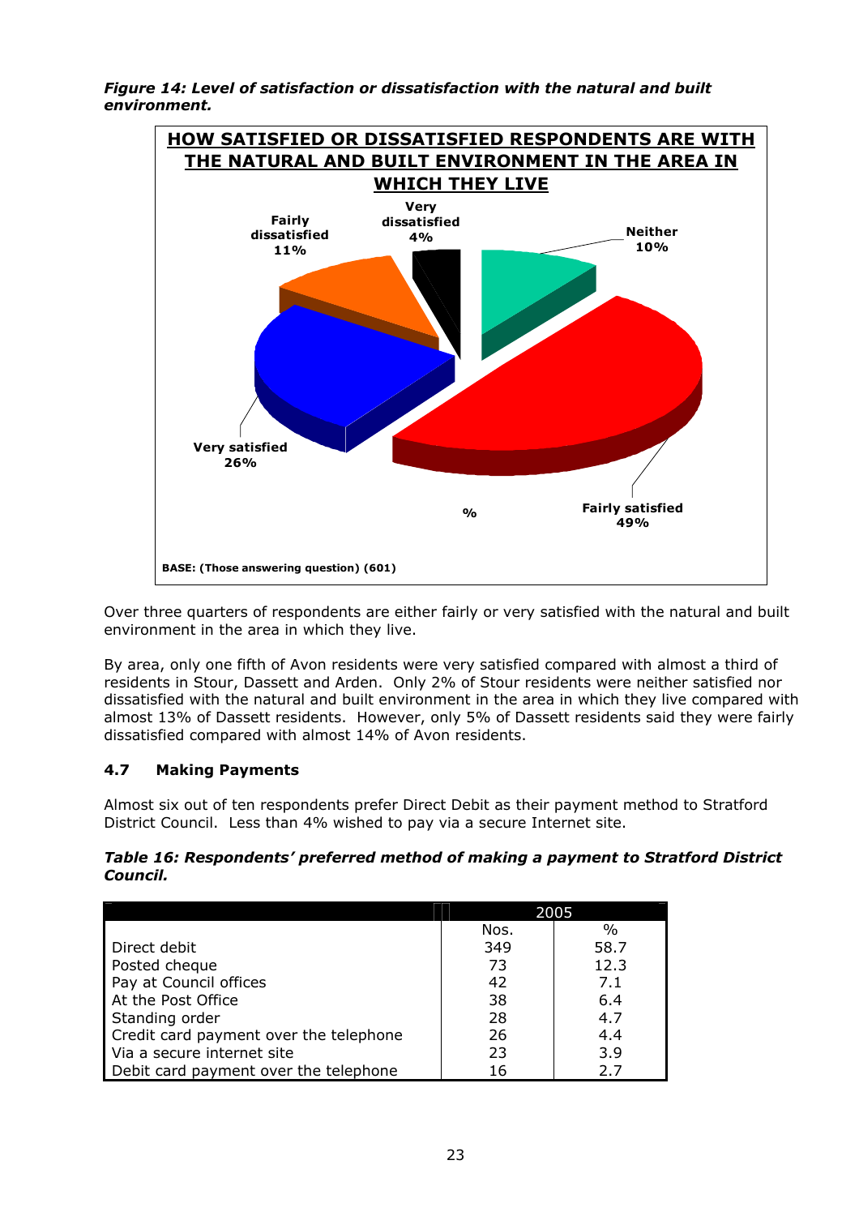***Figure 14: Level of satisfaction or dissatisfaction with the natural and built environment.***

**HOW SATISFIED OR DISSATISFIED RESPONDENTS ARE WITH THE NATURAL AND BUILT ENVIRONMENT IN THE AREA IN WHICH THEY LIVE**

| Response | % |
|---|---|
| Very satisfied | 26% |
| Fairly satisfied | 49% |
| Neither | 10% |
| Fairly dissatisfied | 11% |
| Very dissatisfied | 4% |

BASE: (Those answering question) (601)

Over three quarters of respondents are either fairly or very satisfied with the natural and built environment in the area in which they live.

By area, only one fifth of Avon residents were very satisfied compared with almost a third of residents in Stour, Dassett and Arden. Only 2% of Stour residents were neither satisfied nor dissatisfied with the natural and built environment in the area in which they live compared with almost 13% of Dassett residents. However, only 5% of Dassett residents said they were fairly dissatisfied compared with almost 14% of Avon residents.

## 4.7 Making Payments

Almost six out of ten respondents prefer Direct Debit as their payment method to Stratford District Council. Less than 4% wished to pay via a secure Internet site.

***Table 16: Respondents' preferred method of making a payment to Stratford District Council.***

| | 2005 | |
|---|---|---|
| | Nos. | % |
| Direct debit | 349 | 58.7 |
| Posted cheque | 73 | 12.3 |
| Pay at Council offices | 42 | 7.1 |
| At the Post Office | 38 | 6.4 |
| Standing order | 28 | 4.7 |
| Credit card payment over the telephone | 26 | 4.4 |
| Via a secure internet site | 23 | 3.9 |
| Debit card payment over the telephone | 16 | 2.7 |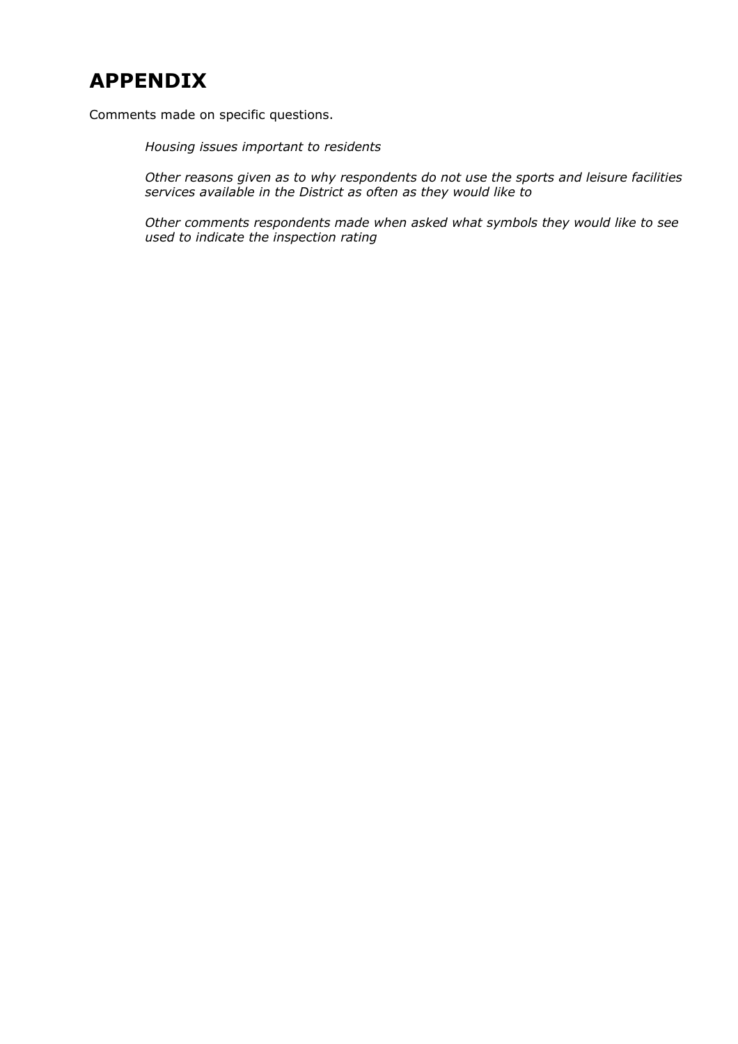# APPENDIX

Comments made on specific questions.

*Housing issues important to residents*

*Other reasons given as to why respondents do not use the sports and leisure facilities services available in the District as often as they would like to*

*Other comments respondents made when asked what symbols they would like to see used to indicate the inspection rating*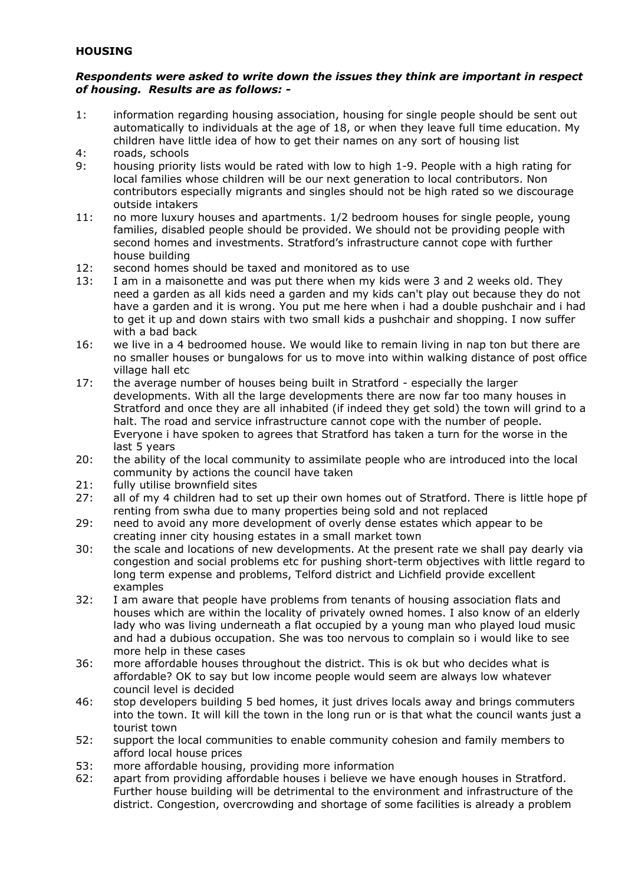**HOUSING**

***Respondents were asked to write down the issues they think are important in respect of housing. Results are as follows: -***

1: information regarding housing association, housing for single people should be sent out automatically to individuals at the age of 18, or when they leave full time education. My children have little idea of how to get their names on any sort of housing list

4: roads, schools

9: housing priority lists would be rated with low to high 1-9. People with a high rating for local families whose children will be our next generation to local contributors. Non contributors especially migrants and singles should not be high rated so we discourage outside intakers

11: no more luxury houses and apartments. 1/2 bedroom houses for single people, young families, disabled people should be provided. We should not be providing people with second homes and investments. Stratford's infrastructure cannot cope with further house building

12: second homes should be taxed and monitored as to use

13: I am in a maisonette and was put there when my kids were 3 and 2 weeks old. They need a garden as all kids need a garden and my kids can't play out because they do not have a garden and it is wrong. You put me here when i had a double pushchair and i had to get it up and down stairs with two small kids a pushchair and shopping. I now suffer with a bad back

16: we live in a 4 bedroomed house. We would like to remain living in nap ton but there are no smaller houses or bungalows for us to move into within walking distance of post office village hall etc

17: the average number of houses being built in Stratford - especially the larger developments. With all the large developments there are now far too many houses in Stratford and once they are all inhabited (if indeed they get sold) the town will grind to a halt. The road and service infrastructure cannot cope with the number of people. Everyone i have spoken to agrees that Stratford has taken a turn for the worse in the last 5 years

20: the ability of the local community to assimilate people who are introduced into the local community by actions the council have taken

21: fully utilise brownfield sites

27: all of my 4 children had to set up their own homes out of Stratford. There is little hope pf renting from swha due to many properties being sold and not replaced

29: need to avoid any more development of overly dense estates which appear to be creating inner city housing estates in a small market town

30: the scale and locations of new developments. At the present rate we shall pay dearly via congestion and social problems etc for pushing short-term objectives with little regard to long term expense and problems, Telford district and Lichfield provide excellent examples

32: I am aware that people have problems from tenants of housing association flats and houses which are within the locality of privately owned homes. I also know of an elderly lady who was living underneath a flat occupied by a young man who played loud music and had a dubious occupation. She was too nervous to complain so i would like to see more help in these cases

36: more affordable houses throughout the district. This is ok but who decides what is affordable? OK to say but low income people would seem are always low whatever council level is decided

46: stop developers building 5 bed homes, it just drives locals away and brings commuters into the town. It will kill the town in the long run or is that what the council wants just a tourist town

52: support the local communities to enable community cohesion and family members to afford local house prices

53: more affordable housing, providing more information

62: apart from providing affordable houses i believe we have enough houses in Stratford. Further house building will be detrimental to the environment and infrastructure of the district. Congestion, overcrowding and shortage of some facilities is already a problem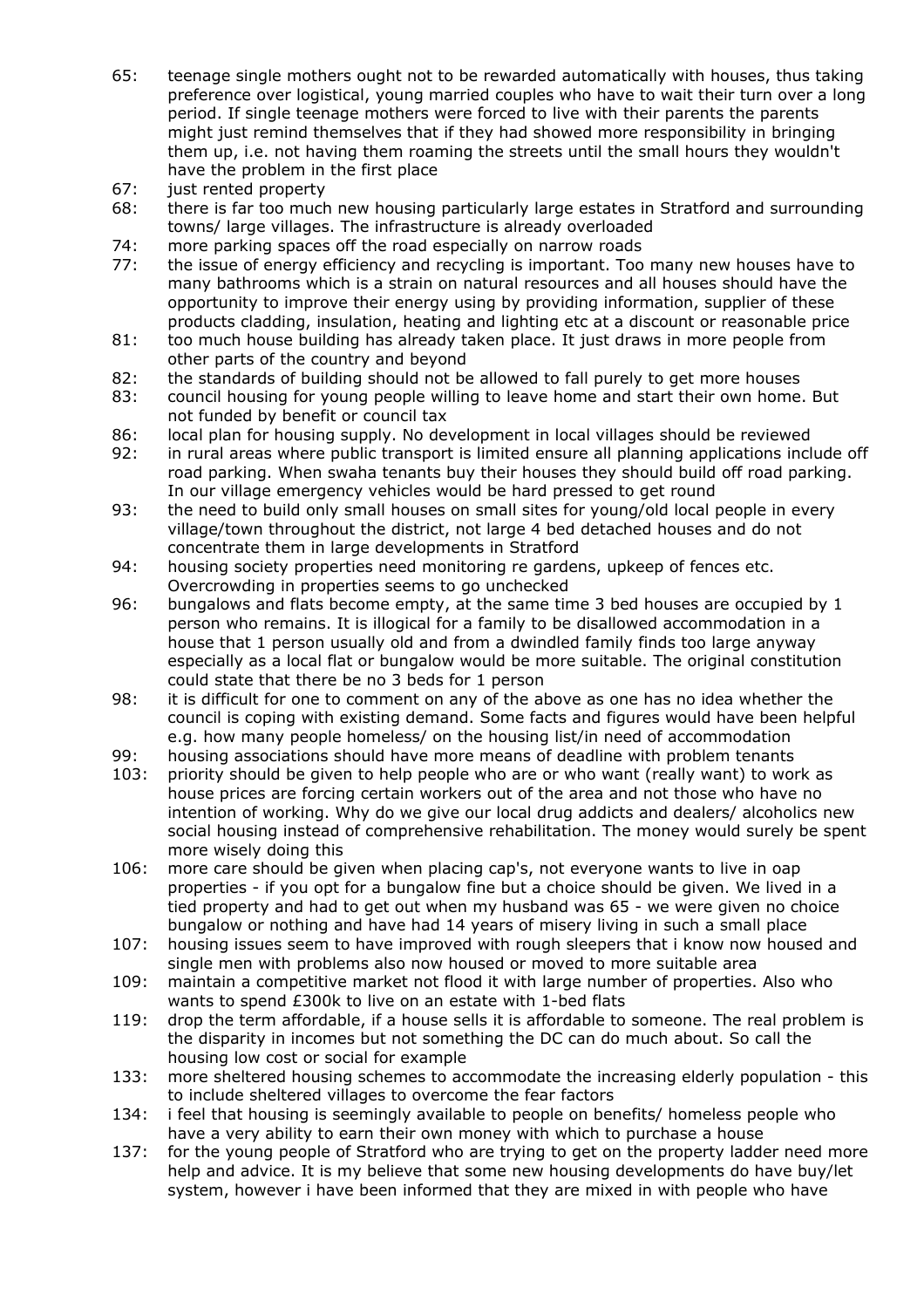65: teenage single mothers ought not to be rewarded automatically with houses, thus taking preference over logistical, young married couples who have to wait their turn over a long period. If single teenage mothers were forced to live with their parents the parents might just remind themselves that if they had showed more responsibility in bringing them up, i.e. not having them roaming the streets until the small hours they wouldn't have the problem in the first place

67: just rented property

68: there is far too much new housing particularly large estates in Stratford and surrounding towns/ large villages. The infrastructure is already overloaded

74: more parking spaces off the road especially on narrow roads

77: the issue of energy efficiency and recycling is important. Too many new houses have to many bathrooms which is a strain on natural resources and all houses should have the opportunity to improve their energy using by providing information, supplier of these products cladding, insulation, heating and lighting etc at a discount or reasonable price

81: too much house building has already taken place. It just draws in more people from other parts of the country and beyond

82: the standards of building should not be allowed to fall purely to get more houses

83: council housing for young people willing to leave home and start their own home. But not funded by benefit or council tax

86: local plan for housing supply. No development in local villages should be reviewed

92: in rural areas where public transport is limited ensure all planning applications include off road parking. When swaha tenants buy their houses they should build off road parking. In our village emergency vehicles would be hard pressed to get round

93: the need to build only small houses on small sites for young/old local people in every village/town throughout the district, not large 4 bed detached houses and do not concentrate them in large developments in Stratford

94: housing society properties need monitoring re gardens, upkeep of fences etc. Overcrowding in properties seems to go unchecked

96: bungalows and flats become empty, at the same time 3 bed houses are occupied by 1 person who remains. It is illogical for a family to be disallowed accommodation in a house that 1 person usually old and from a dwindled family finds too large anyway especially as a local flat or bungalow would be more suitable. The original constitution could state that there be no 3 beds for 1 person

98: it is difficult for one to comment on any of the above as one has no idea whether the council is coping with existing demand. Some facts and figures would have been helpful e.g. how many people homeless/ on the housing list/in need of accommodation

99: housing associations should have more means of deadline with problem tenants

103: priority should be given to help people who are or who want (really want) to work as house prices are forcing certain workers out of the area and not those who have no intention of working. Why do we give our local drug addicts and dealers/ alcoholics new social housing instead of comprehensive rehabilitation. The money would surely be spent more wisely doing this

106: more care should be given when placing cap's, not everyone wants to live in oap properties - if you opt for a bungalow fine but a choice should be given. We lived in a tied property and had to get out when my husband was 65 - we were given no choice bungalow or nothing and have had 14 years of misery living in such a small place

107: housing issues seem to have improved with rough sleepers that i know now housed and single men with problems also now housed or moved to more suitable area

109: maintain a competitive market not flood it with large number of properties. Also who wants to spend £300k to live on an estate with 1-bed flats

119: drop the term affordable, if a house sells it is affordable to someone. The real problem is the disparity in incomes but not something the DC can do much about. So call the housing low cost or social for example

133: more sheltered housing schemes to accommodate the increasing elderly population - this to include sheltered villages to overcome the fear factors

134: i feel that housing is seemingly available to people on benefits/ homeless people who have a very ability to earn their own money with which to purchase a house

137: for the young people of Stratford who are trying to get on the property ladder need more help and advice. It is my believe that some new housing developments do have buy/let system, however i have been informed that they are mixed in with people who have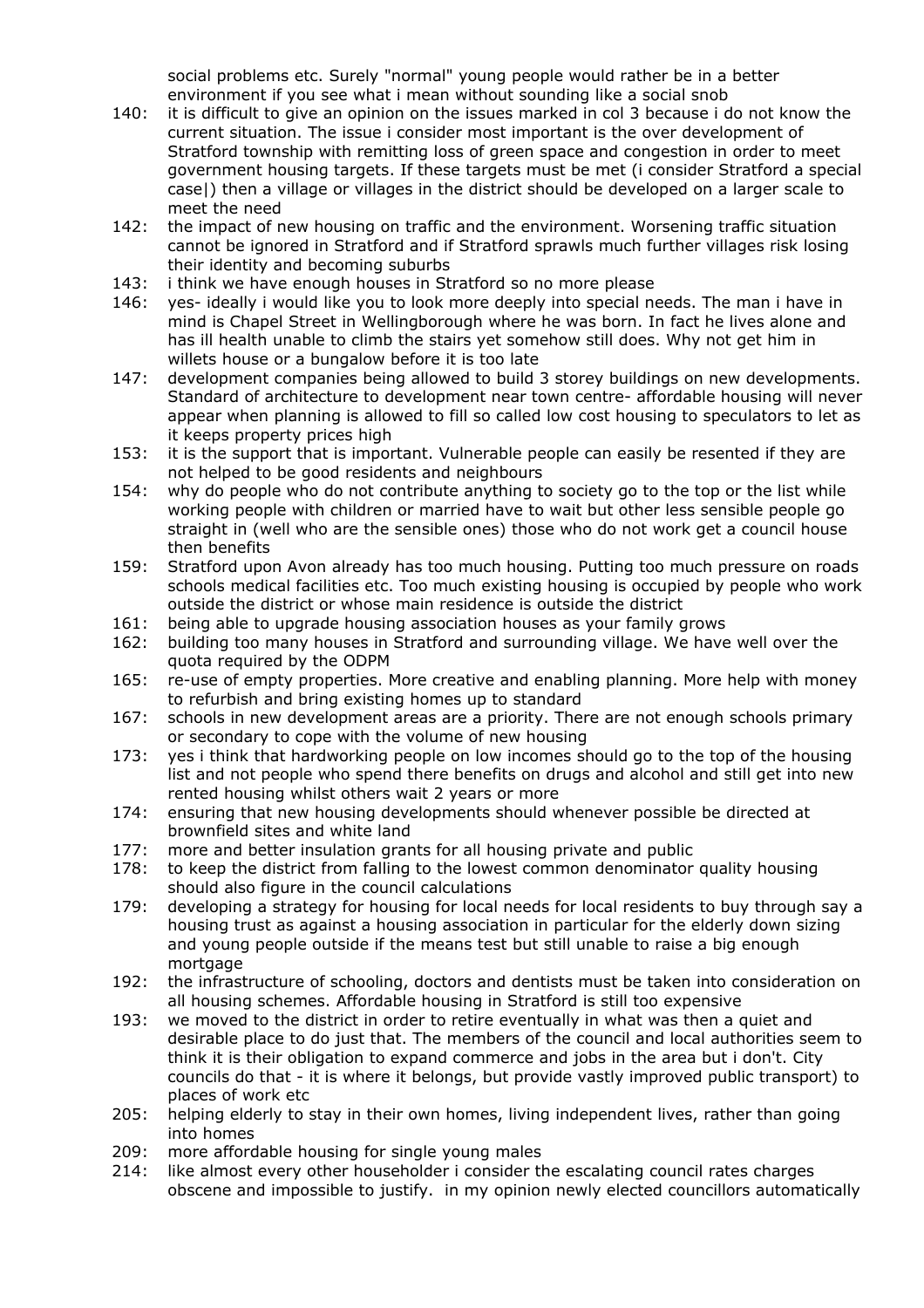social problems etc. Surely "normal" young people would rather be in a better environment if you see what i mean without sounding like a social snob

140: it is difficult to give an opinion on the issues marked in col 3 because i do not know the current situation. The issue i consider most important is the over development of Stratford township with remitting loss of green space and congestion in order to meet government housing targets. If these targets must be met (i consider Stratford a special case|) then a village or villages in the district should be developed on a larger scale to meet the need

142: the impact of new housing on traffic and the environment. Worsening traffic situation cannot be ignored in Stratford and if Stratford sprawls much further villages risk losing their identity and becoming suburbs

143: i think we have enough houses in Stratford so no more please

146: yes- ideally i would like you to look more deeply into special needs. The man i have in mind is Chapel Street in Wellingborough where he was born. In fact he lives alone and has ill health unable to climb the stairs yet somehow still does. Why not get him in willets house or a bungalow before it is too late

147: development companies being allowed to build 3 storey buildings on new developments. Standard of architecture to development near town centre- affordable housing will never appear when planning is allowed to fill so called low cost housing to speculators to let as it keeps property prices high

153: it is the support that is important. Vulnerable people can easily be resented if they are not helped to be good residents and neighbours

154: why do people who do not contribute anything to society go to the top or the list while working people with children or married have to wait but other less sensible people go straight in (well who are the sensible ones) those who do not work get a council house then benefits

159: Stratford upon Avon already has too much housing. Putting too much pressure on roads schools medical facilities etc. Too much existing housing is occupied by people who work outside the district or whose main residence is outside the district

161: being able to upgrade housing association houses as your family grows

162: building too many houses in Stratford and surrounding village. We have well over the quota required by the ODPM

165: re-use of empty properties. More creative and enabling planning. More help with money to refurbish and bring existing homes up to standard

167: schools in new development areas are a priority. There are not enough schools primary or secondary to cope with the volume of new housing

173: yes i think that hardworking people on low incomes should go to the top of the housing list and not people who spend there benefits on drugs and alcohol and still get into new rented housing whilst others wait 2 years or more

174: ensuring that new housing developments should whenever possible be directed at brownfield sites and white land

177: more and better insulation grants for all housing private and public

178: to keep the district from falling to the lowest common denominator quality housing should also figure in the council calculations

179: developing a strategy for housing for local needs for local residents to buy through say a housing trust as against a housing association in particular for the elderly down sizing and young people outside if the means test but still unable to raise a big enough mortgage

192: the infrastructure of schooling, doctors and dentists must be taken into consideration on all housing schemes. Affordable housing in Stratford is still too expensive

193: we moved to the district in order to retire eventually in what was then a quiet and desirable place to do just that. The members of the council and local authorities seem to think it is their obligation to expand commerce and jobs in the area but i don't. City councils do that - it is where it belongs, but provide vastly improved public transport) to places of work etc

205: helping elderly to stay in their own homes, living independent lives, rather than going into homes

209: more affordable housing for single young males

214: like almost every other householder i consider the escalating council rates charges obscene and impossible to justify. in my opinion newly elected councillors automatically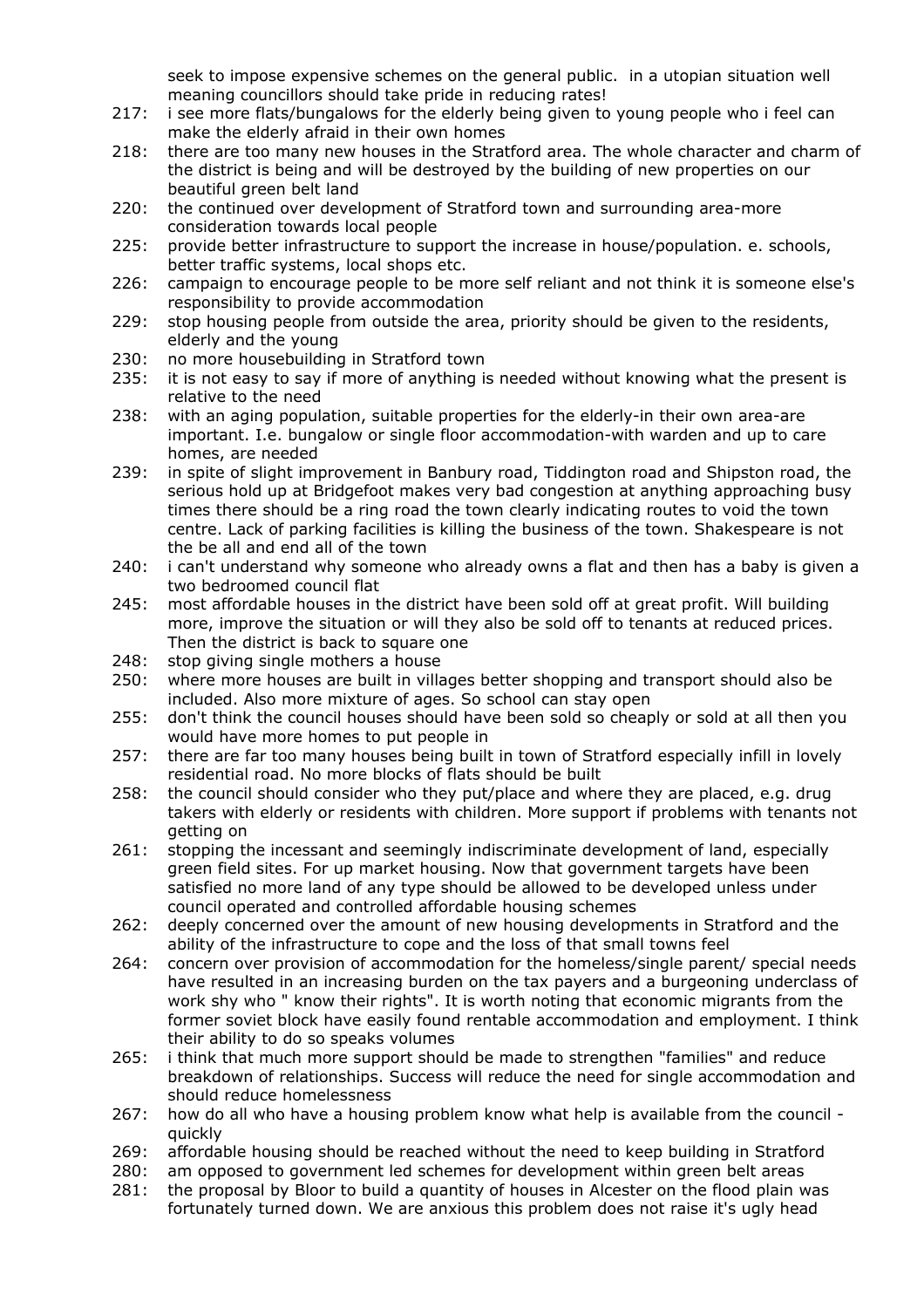seek to impose expensive schemes on the general public. in a utopian situation well meaning councillors should take pride in reducing rates!

217: i see more flats/bungalows for the elderly being given to young people who i feel can make the elderly afraid in their own homes

218: there are too many new houses in the Stratford area. The whole character and charm of the district is being and will be destroyed by the building of new properties on our beautiful green belt land

220: the continued over development of Stratford town and surrounding area-more consideration towards local people

225: provide better infrastructure to support the increase in house/population. e. schools, better traffic systems, local shops etc.

226: campaign to encourage people to be more self reliant and not think it is someone else's responsibility to provide accommodation

229: stop housing people from outside the area, priority should be given to the residents, elderly and the young

230: no more housebuilding in Stratford town

235: it is not easy to say if more of anything is needed without knowing what the present is relative to the need

238: with an aging population, suitable properties for the elderly-in their own area-are important. I.e. bungalow or single floor accommodation-with warden and up to care homes, are needed

239: in spite of slight improvement in Banbury road, Tiddington road and Shipston road, the serious hold up at Bridgefoot makes very bad congestion at anything approaching busy times there should be a ring road the town clearly indicating routes to void the town centre. Lack of parking facilities is killing the business of the town. Shakespeare is not the be all and end all of the town

240: i can't understand why someone who already owns a flat and then has a baby is given a two bedroomed council flat

245: most affordable houses in the district have been sold off at great profit. Will building more, improve the situation or will they also be sold off to tenants at reduced prices. Then the district is back to square one

248: stop giving single mothers a house

250: where more houses are built in villages better shopping and transport should also be included. Also more mixture of ages. So school can stay open

255: don't think the council houses should have been sold so cheaply or sold at all then you would have more homes to put people in

257: there are far too many houses being built in town of Stratford especially infill in lovely residential road. No more blocks of flats should be built

258: the council should consider who they put/place and where they are placed, e.g. drug takers with elderly or residents with children. More support if problems with tenants not getting on

261: stopping the incessant and seemingly indiscriminate development of land, especially green field sites. For up market housing. Now that government targets have been satisfied no more land of any type should be allowed to be developed unless under council operated and controlled affordable housing schemes

262: deeply concerned over the amount of new housing developments in Stratford and the ability of the infrastructure to cope and the loss of that small towns feel

264: concern over provision of accommodation for the homeless/single parent/ special needs have resulted in an increasing burden on the tax payers and a burgeoning underclass of work shy who " know their rights". It is worth noting that economic migrants from the former soviet block have easily found rentable accommodation and employment. I think their ability to do so speaks volumes

265: i think that much more support should be made to strengthen "families" and reduce breakdown of relationships. Success will reduce the need for single accommodation and should reduce homelessness

267: how do all who have a housing problem know what help is available from the council - quickly

269: affordable housing should be reached without the need to keep building in Stratford

280: am opposed to government led schemes for development within green belt areas

281: the proposal by Bloor to build a quantity of houses in Alcester on the flood plain was fortunately turned down. We are anxious this problem does not raise it's ugly head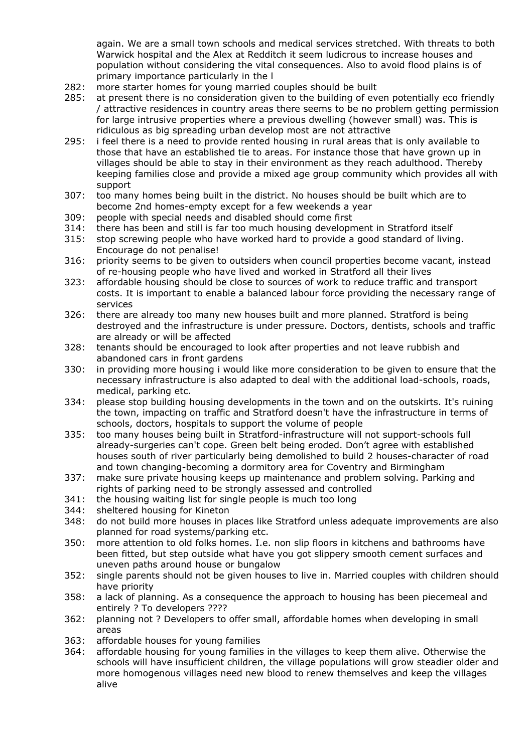again. We are a small town schools and medical services stretched. With threats to both Warwick hospital and the Alex at Redditch it seem ludicrous to increase houses and population without considering the vital consequences. Also to avoid flood plains is of primary importance particularly in the l

282: more starter homes for young married couples should be built

285: at present there is no consideration given to the building of even potentially eco friendly / attractive residences in country areas there seems to be no problem getting permission for large intrusive properties where a previous dwelling (however small) was. This is ridiculous as big spreading urban develop most are not attractive

295: i feel there is a need to provide rented housing in rural areas that is only available to those that have an established tie to areas. For instance those that have grown up in villages should be able to stay in their environment as they reach adulthood. Thereby keeping families close and provide a mixed age group community which provides all with support

307: too many homes being built in the district. No houses should be built which are to become 2nd homes-empty except for a few weekends a year

309: people with special needs and disabled should come first

314: there has been and still is far too much housing development in Stratford itself

315: stop screwing people who have worked hard to provide a good standard of living. Encourage do not penalise!

316: priority seems to be given to outsiders when council properties become vacant, instead of re-housing people who have lived and worked in Stratford all their lives

323: affordable housing should be close to sources of work to reduce traffic and transport costs. It is important to enable a balanced labour force providing the necessary range of services

326: there are already too many new houses built and more planned. Stratford is being destroyed and the infrastructure is under pressure. Doctors, dentists, schools and traffic are already or will be affected

328: tenants should be encouraged to look after properties and not leave rubbish and abandoned cars in front gardens

330: in providing more housing i would like more consideration to be given to ensure that the necessary infrastructure is also adapted to deal with the additional load-schools, roads, medical, parking etc.

334: please stop building housing developments in the town and on the outskirts. It's ruining the town, impacting on traffic and Stratford doesn't have the infrastructure in terms of schools, doctors, hospitals to support the volume of people

335: too many houses being built in Stratford-infrastructure will not support-schools full already-surgeries can't cope. Green belt being eroded. Don't agree with established houses south of river particularly being demolished to build 2 houses-character of road and town changing-becoming a dormitory area for Coventry and Birmingham

337: make sure private housing keeps up maintenance and problem solving. Parking and rights of parking need to be strongly assessed and controlled

341: the housing waiting list for single people is much too long

344: sheltered housing for Kineton

348: do not build more houses in places like Stratford unless adequate improvements are also planned for road systems/parking etc.

350: more attention to old folks homes. I.e. non slip floors in kitchens and bathrooms have been fitted, but step outside what have you got slippery smooth cement surfaces and uneven paths around house or bungalow

352: single parents should not be given houses to live in. Married couples with children should have priority

358: a lack of planning. As a consequence the approach to housing has been piecemeal and entirely ? To developers ????

362: planning not ? Developers to offer small, affordable homes when developing in small areas

363: affordable houses for young families

364: affordable housing for young families in the villages to keep them alive. Otherwise the schools will have insufficient children, the village populations will grow steadier older and more homogenous villages need new blood to renew themselves and keep the villages alive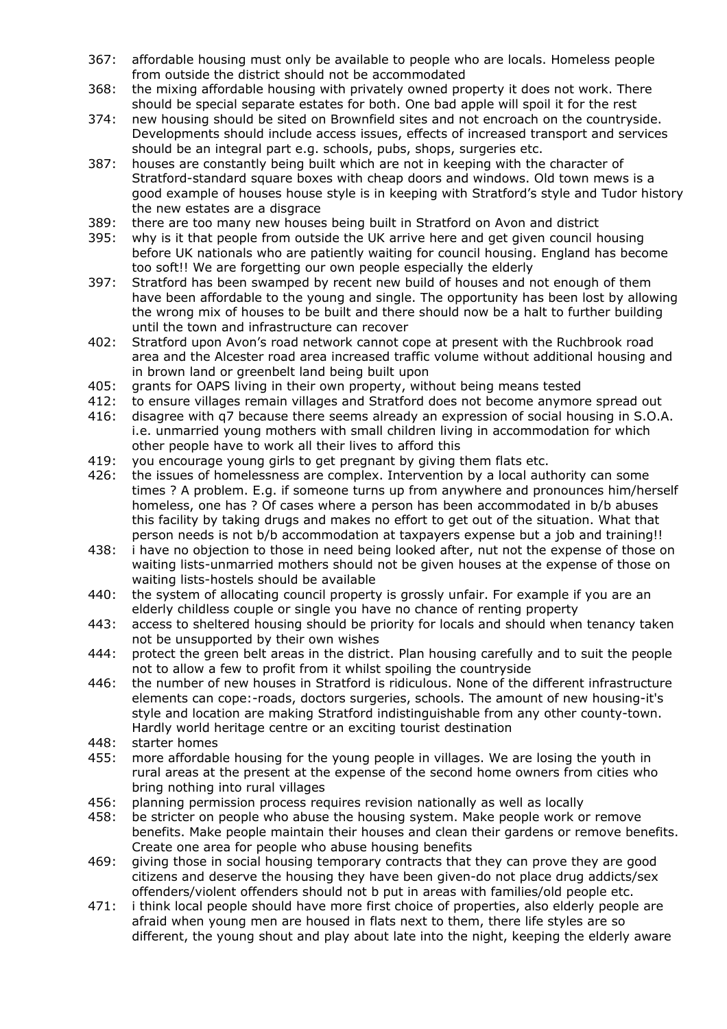367: affordable housing must only be available to people who are locals. Homeless people from outside the district should not be accommodated

368: the mixing affordable housing with privately owned property it does not work. There should be special separate estates for both. One bad apple will spoil it for the rest

374: new housing should be sited on Brownfield sites and not encroach on the countryside. Developments should include access issues, effects of increased transport and services should be an integral part e.g. schools, pubs, shops, surgeries etc.

387: houses are constantly being built which are not in keeping with the character of Stratford-standard square boxes with cheap doors and windows. Old town mews is a good example of houses house style is in keeping with Stratford's style and Tudor history the new estates are a disgrace

389: there are too many new houses being built in Stratford on Avon and district

395: why is it that people from outside the UK arrive here and get given council housing before UK nationals who are patiently waiting for council housing. England has become too soft!! We are forgetting our own people especially the elderly

397: Stratford has been swamped by recent new build of houses and not enough of them have been affordable to the young and single. The opportunity has been lost by allowing the wrong mix of houses to be built and there should now be a halt to further building until the town and infrastructure can recover

402: Stratford upon Avon's road network cannot cope at present with the Ruchbrook road area and the Alcester road area increased traffic volume without additional housing and in brown land or greenbelt land being built upon

405: grants for OAPS living in their own property, without being means tested

412: to ensure villages remain villages and Stratford does not become anymore spread out

416: disagree with q7 because there seems already an expression of social housing in S.O.A. i.e. unmarried young mothers with small children living in accommodation for which other people have to work all their lives to afford this

419: you encourage young girls to get pregnant by giving them flats etc.

426: the issues of homelessness are complex. Intervention by a local authority can some times ? A problem. E.g. if someone turns up from anywhere and pronounces him/herself homeless, one has ? Of cases where a person has been accommodated in b/b abuses this facility by taking drugs and makes no effort to get out of the situation. What that person needs is not b/b accommodation at taxpayers expense but a job and training!!

438: i have no objection to those in need being looked after, nut not the expense of those on waiting lists-unmarried mothers should not be given houses at the expense of those on waiting lists-hostels should be available

440: the system of allocating council property is grossly unfair. For example if you are an elderly childless couple or single you have no chance of renting property

443: access to sheltered housing should be priority for locals and should when tenancy taken not be unsupported by their own wishes

444: protect the green belt areas in the district. Plan housing carefully and to suit the people not to allow a few to profit from it whilst spoiling the countryside

446: the number of new houses in Stratford is ridiculous. None of the different infrastructure elements can cope:-roads, doctors surgeries, schools. The amount of new housing-it's style and location are making Stratford indistinguishable from any other county-town. Hardly world heritage centre or an exciting tourist destination

448: starter homes

455: more affordable housing for the young people in villages. We are losing the youth in rural areas at the present at the expense of the second home owners from cities who bring nothing into rural villages

456: planning permission process requires revision nationally as well as locally

458: be stricter on people who abuse the housing system. Make people work or remove benefits. Make people maintain their houses and clean their gardens or remove benefits. Create one area for people who abuse housing benefits

469: giving those in social housing temporary contracts that they can prove they are good citizens and deserve the housing they have been given-do not place drug addicts/sex offenders/violent offenders should not b put in areas with families/old people etc.

471: i think local people should have more first choice of properties, also elderly people are afraid when young men are housed in flats next to them, there life styles are so different, the young shout and play about late into the night, keeping the elderly aware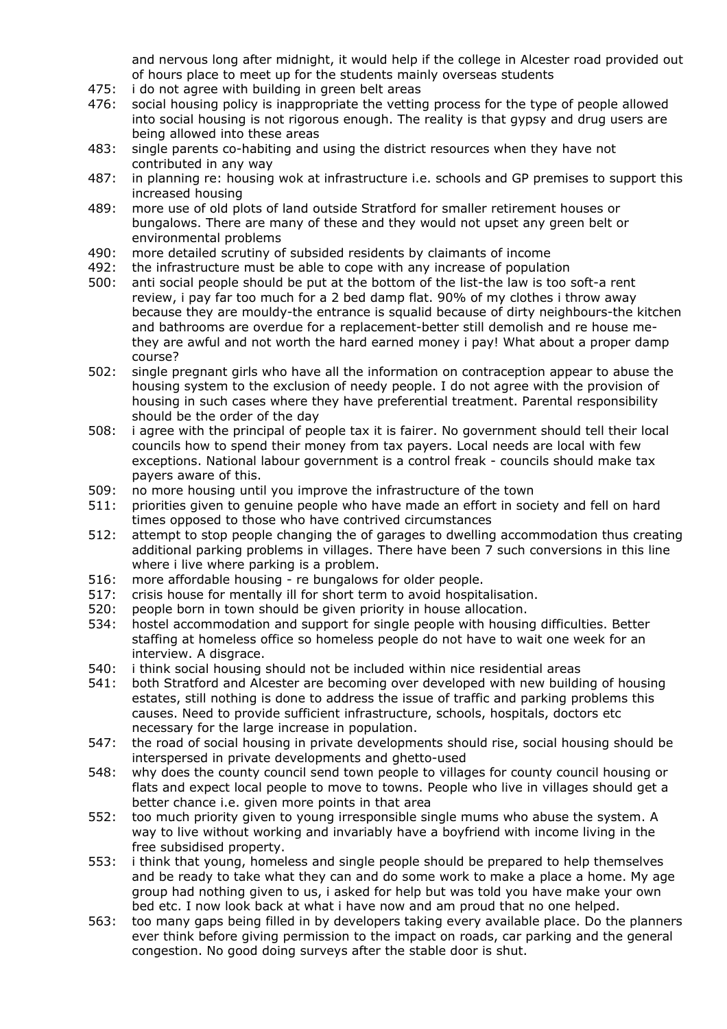and nervous long after midnight, it would help if the college in Alcester road provided out of hours place to meet up for the students mainly overseas students

475: i do not agree with building in green belt areas

476: social housing policy is inappropriate the vetting process for the type of people allowed into social housing is not rigorous enough. The reality is that gypsy and drug users are being allowed into these areas

483: single parents co-habiting and using the district resources when they have not contributed in any way

487: in planning re: housing wok at infrastructure i.e. schools and GP premises to support this increased housing

489: more use of old plots of land outside Stratford for smaller retirement houses or bungalows. There are many of these and they would not upset any green belt or environmental problems

490: more detailed scrutiny of subsided residents by claimants of income

492: the infrastructure must be able to cope with any increase of population

500: anti social people should be put at the bottom of the list-the law is too soft-a rent review, i pay far too much for a 2 bed damp flat. 90% of my clothes i throw away because they are mouldy-the entrance is squalid because of dirty neighbours-the kitchen and bathrooms are overdue for a replacement-better still demolish and re house me-they are awful and not worth the hard earned money i pay! What about a proper damp course?

502: single pregnant girls who have all the information on contraception appear to abuse the housing system to the exclusion of needy people. I do not agree with the provision of housing in such cases where they have preferential treatment. Parental responsibility should be the order of the day

508: i agree with the principal of people tax it is fairer. No government should tell their local councils how to spend their money from tax payers. Local needs are local with few exceptions. National labour government is a control freak - councils should make tax payers aware of this.

509: no more housing until you improve the infrastructure of the town

511: priorities given to genuine people who have made an effort in society and fell on hard times opposed to those who have contrived circumstances

512: attempt to stop people changing the of garages to dwelling accommodation thus creating additional parking problems in villages. There have been 7 such conversions in this line where i live where parking is a problem.

516: more affordable housing - re bungalows for older people.

517: crisis house for mentally ill for short term to avoid hospitalisation.

520: people born in town should be given priority in house allocation.

534: hostel accommodation and support for single people with housing difficulties. Better staffing at homeless office so homeless people do not have to wait one week for an interview. A disgrace.

540: i think social housing should not be included within nice residential areas

541: both Stratford and Alcester are becoming over developed with new building of housing estates, still nothing is done to address the issue of traffic and parking problems this causes. Need to provide sufficient infrastructure, schools, hospitals, doctors etc necessary for the large increase in population.

547: the road of social housing in private developments should rise, social housing should be interspersed in private developments and ghetto-used

548: why does the county council send town people to villages for county council housing or flats and expect local people to move to towns. People who live in villages should get a better chance i.e. given more points in that area

552: too much priority given to young irresponsible single mums who abuse the system. A way to live without working and invariably have a boyfriend with income living in the free subsidised property.

553: i think that young, homeless and single people should be prepared to help themselves and be ready to take what they can and do some work to make a place a home. My age group had nothing given to us, i asked for help but was told you have make your own bed etc. I now look back at what i have now and am proud that no one helped.

563: too many gaps being filled in by developers taking every available place. Do the planners ever think before giving permission to the impact on roads, car parking and the general congestion. No good doing surveys after the stable door is shut.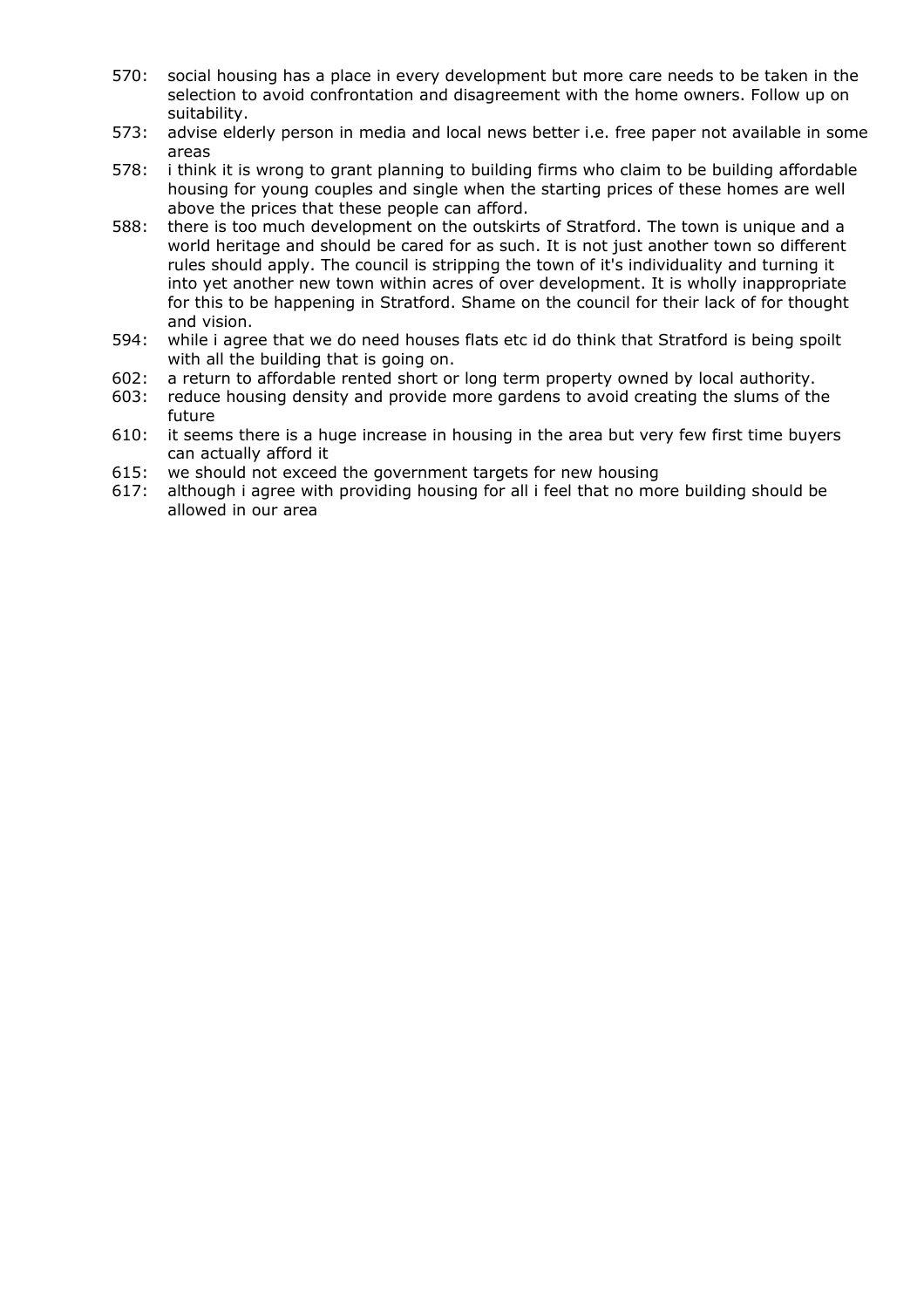570: social housing has a place in every development but more care needs to be taken in the selection to avoid confrontation and disagreement with the home owners. Follow up on suitability.

573: advise elderly person in media and local news better i.e. free paper not available in some areas

578: i think it is wrong to grant planning to building firms who claim to be building affordable housing for young couples and single when the starting prices of these homes are well above the prices that these people can afford.

588: there is too much development on the outskirts of Stratford. The town is unique and a world heritage and should be cared for as such. It is not just another town so different rules should apply. The council is stripping the town of it's individuality and turning it into yet another new town within acres of over development. It is wholly inappropriate for this to be happening in Stratford. Shame on the council for their lack of for thought and vision.

594: while i agree that we do need houses flats etc id do think that Stratford is being spoilt with all the building that is going on.

602: a return to affordable rented short or long term property owned by local authority.

603: reduce housing density and provide more gardens to avoid creating the slums of the future

610: it seems there is a huge increase in housing in the area but very few first time buyers can actually afford it

615: we should not exceed the government targets for new housing

617: although i agree with providing housing for all i feel that no more building should be allowed in our area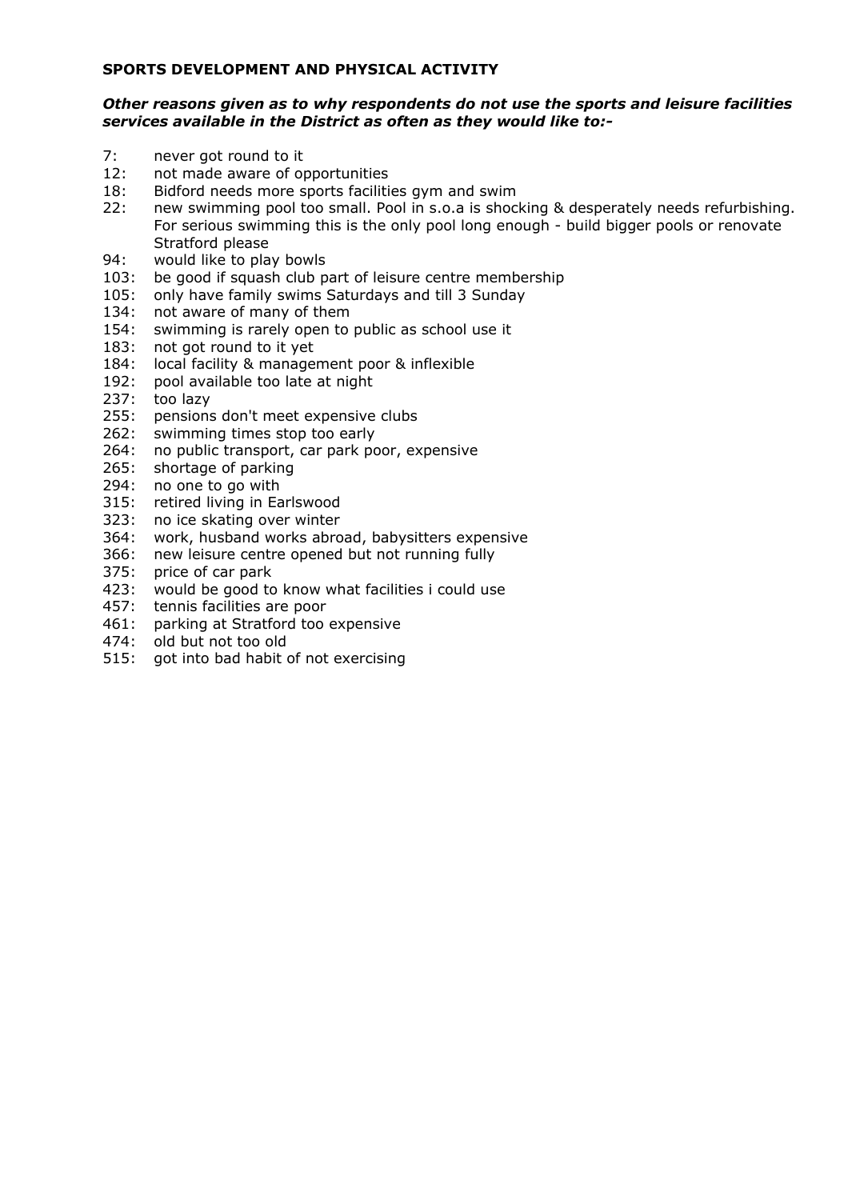**SPORTS DEVELOPMENT AND PHYSICAL ACTIVITY**

***Other reasons given as to why respondents do not use the sports and leisure facilities services available in the District as often as they would like to:-***

7: never got round to it
12: not made aware of opportunities
18: Bidford needs more sports facilities gym and swim
22: new swimming pool too small. Pool in s.o.a is shocking & desperately needs refurbishing. For serious swimming this is the only pool long enough - build bigger pools or renovate Stratford please
94: would like to play bowls
103: be good if squash club part of leisure centre membership
105: only have family swims Saturdays and till 3 Sunday
134: not aware of many of them
154: swimming is rarely open to public as school use it
183: not got round to it yet
184: local facility & management poor & inflexible
192: pool available too late at night
237: too lazy
255: pensions don't meet expensive clubs
262: swimming times stop too early
264: no public transport, car park poor, expensive
265: shortage of parking
294: no one to go with
315: retired living in Earlswood
323: no ice skating over winter
364: work, husband works abroad, babysitters expensive
366: new leisure centre opened but not running fully
375: price of car park
423: would be good to know what facilities i could use
457: tennis facilities are poor
461: parking at Stratford too expensive
474: old but not too old
515: got into bad habit of not exercising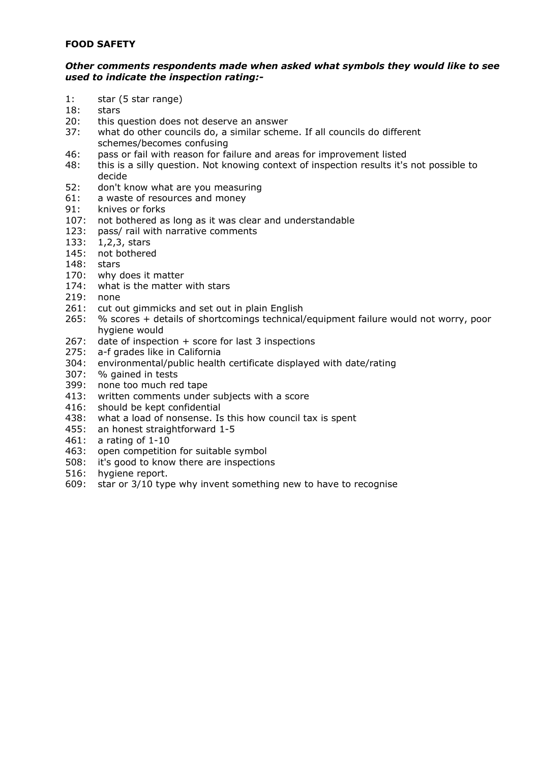**FOOD SAFETY**

***Other comments respondents made when asked what symbols they would like to see used to indicate the inspection rating:-***

1: star (5 star range)
18: stars
20: this question does not deserve an answer
37: what do other councils do, a similar scheme. If all councils do different schemes/becomes confusing
46: pass or fail with reason for failure and areas for improvement listed
48: this is a silly question. Not knowing context of inspection results it's not possible to decide
52: don't know what are you measuring
61: a waste of resources and money
91: knives or forks
107: not bothered as long as it was clear and understandable
123: pass/ rail with narrative comments
133: 1,2,3, stars
145: not bothered
148: stars
170: why does it matter
174: what is the matter with stars
219: none
261: cut out gimmicks and set out in plain English
265: % scores + details of shortcomings technical/equipment failure would not worry, poor hygiene would
267: date of inspection + score for last 3 inspections
275: a-f grades like in California
304: environmental/public health certificate displayed with date/rating
307: % gained in tests
399: none too much red tape
413: written comments under subjects with a score
416: should be kept confidential
438: what a load of nonsense. Is this how council tax is spent
455: an honest straightforward 1-5
461: a rating of 1-10
463: open competition for suitable symbol
508: it's good to know there are inspections
516: hygiene report.
609: star or 3/10 type why invent something new to have to recognise